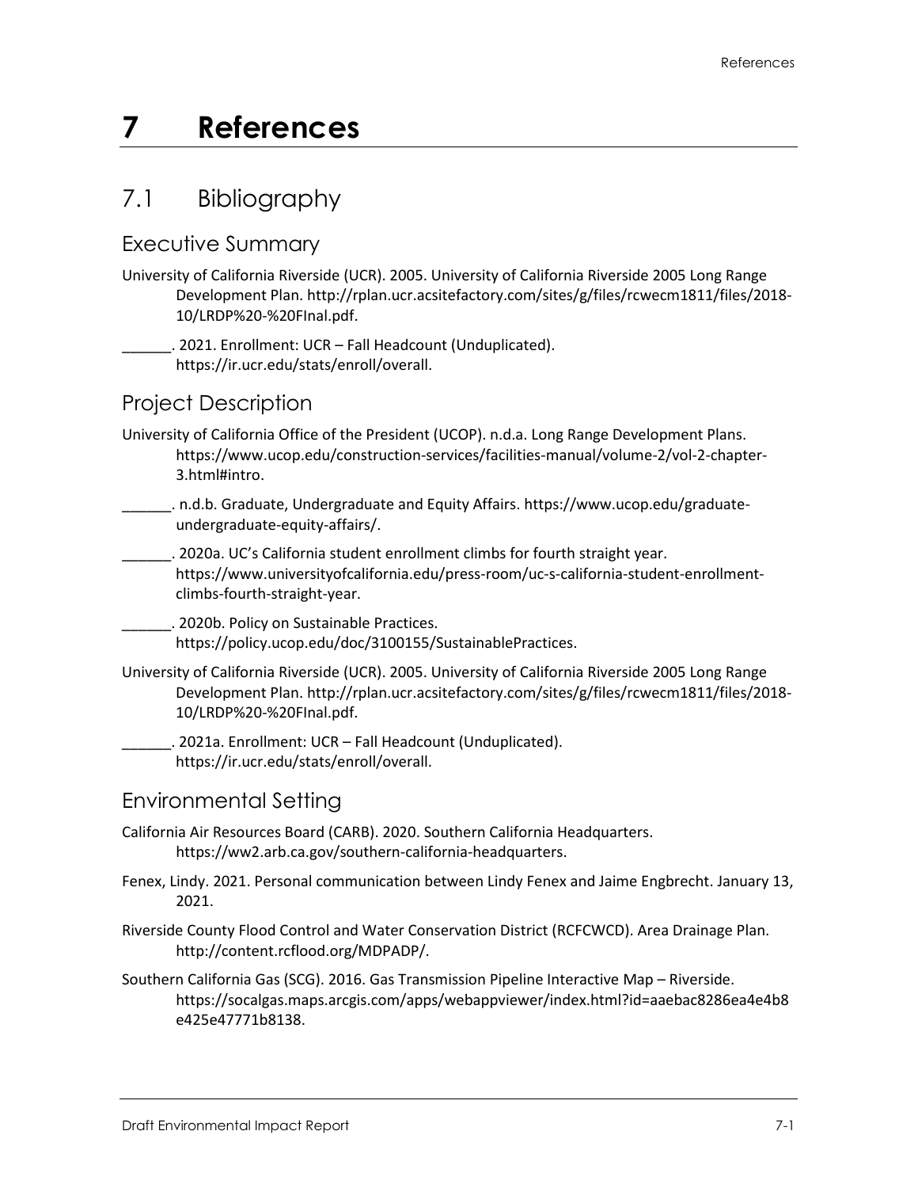# 7 References

## 7.1 Bibliography

### Executive Summary

University of California Riverside (UCR). 2005. University of California Riverside 2005 Long Range Development Plan. http://rplan.ucr.acsitefactory.com/sites/g/files/rcwecm1811/files/2018-10/LRDP%20-%20FInal.pdf.

______. 2021. Enrollment: UCR – Fall Headcount (Unduplicated). https://ir.ucr.edu/stats/enroll/overall.

### Project Description

University of California Office of the President (UCOP). n.d.a. Long Range Development Plans. https://www.ucop.edu/construction-services/facilities-manual/volume-2/vol-2-chapter-3.html#intro.

______. n.d.b. Graduate, Undergraduate and Equity Affairs. https://www.ucop.edu/graduate-undergraduate-equity-affairs/.

______. 2020a. UC's California student enrollment climbs for fourth straight year. https://www.universityofcalifornia.edu/press-room/uc-s-california-student-enrollment-climbs-fourth-straight-year.

______. 2020b. Policy on Sustainable Practices. https://policy.ucop.edu/doc/3100155/SustainablePractices.

University of California Riverside (UCR). 2005. University of California Riverside 2005 Long Range Development Plan. http://rplan.ucr.acsitefactory.com/sites/g/files/rcwecm1811/files/2018-10/LRDP%20-%20FInal.pdf.

______. 2021a. Enrollment: UCR – Fall Headcount (Unduplicated). https://ir.ucr.edu/stats/enroll/overall.

### Environmental Setting

California Air Resources Board (CARB). 2020. Southern California Headquarters. https://ww2.arb.ca.gov/southern-california-headquarters.

Fenex, Lindy. 2021. Personal communication between Lindy Fenex and Jaime Engbrecht. January 13, 2021.

Riverside County Flood Control and Water Conservation District (RCFCWCD). Area Drainage Plan. http://content.rcflood.org/MDPADP/.

Southern California Gas (SCG). 2016. Gas Transmission Pipeline Interactive Map – Riverside. https://socalgas.maps.arcgis.com/apps/webappviewer/index.html?id=aaebac8286ea4e4b8e425e47771b8138.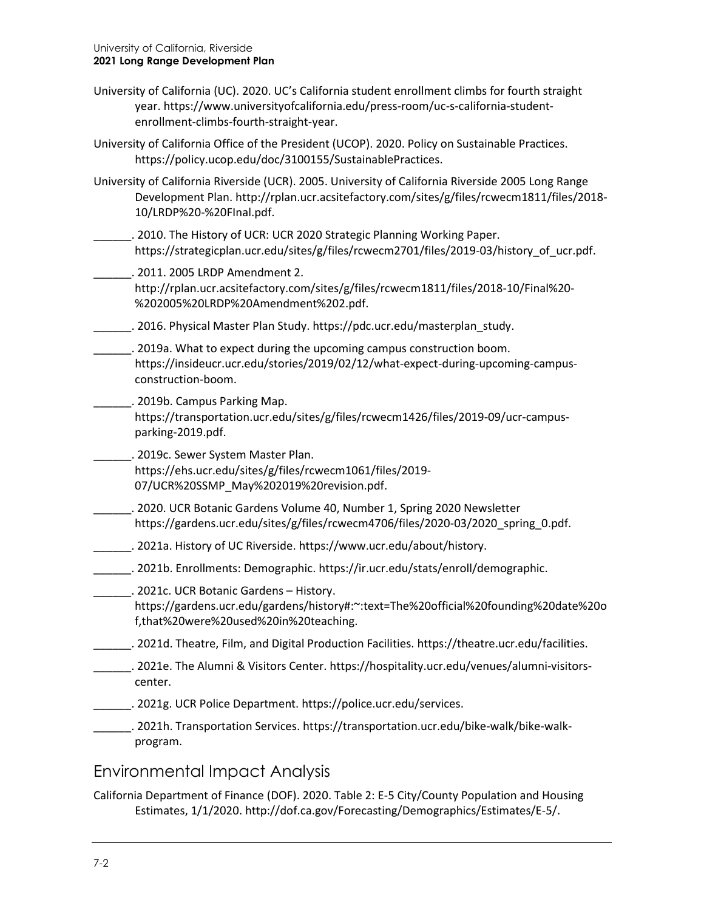University of California (UC). 2020. UC's California student enrollment climbs for fourth straight year. https://www.universityofcalifornia.edu/press-room/uc-s-california-student-enrollment-climbs-fourth-straight-year.

University of California Office of the President (UCOP). 2020. Policy on Sustainable Practices. https://policy.ucop.edu/doc/3100155/SustainablePractices.

University of California Riverside (UCR). 2005. University of California Riverside 2005 Long Range Development Plan. http://rplan.ucr.acsitefactory.com/sites/g/files/rcwecm1811/files/2018-10/LRDP%20-%20FInal.pdf.

______. 2010. The History of UCR: UCR 2020 Strategic Planning Working Paper. https://strategicplan.ucr.edu/sites/g/files/rcwecm2701/files/2019-03/history_of_ucr.pdf.

______. 2011. 2005 LRDP Amendment 2. http://rplan.ucr.acsitefactory.com/sites/g/files/rcwecm1811/files/2018-10/Final%20-%202005%20LRDP%20Amendment%202.pdf.

______. 2016. Physical Master Plan Study. https://pdc.ucr.edu/masterplan_study.

______. 2019a. What to expect during the upcoming campus construction boom. https://insideucr.ucr.edu/stories/2019/02/12/what-expect-during-upcoming-campus-construction-boom.

______. 2019b. Campus Parking Map. https://transportation.ucr.edu/sites/g/files/rcwecm1426/files/2019-09/ucr-campus-parking-2019.pdf.

______. 2019c. Sewer System Master Plan. https://ehs.ucr.edu/sites/g/files/rcwecm1061/files/2019-07/UCR%20SSMP_May%202019%20revision.pdf.

______. 2020. UCR Botanic Gardens Volume 40, Number 1, Spring 2020 Newsletter https://gardens.ucr.edu/sites/g/files/rcwecm4706/files/2020-03/2020_spring_0.pdf.

______. 2021a. History of UC Riverside. https://www.ucr.edu/about/history.

______. 2021b. Enrollments: Demographic. https://ir.ucr.edu/stats/enroll/demographic.

______. 2021c. UCR Botanic Gardens – History. https://gardens.ucr.edu/gardens/history#:~:text=The%20official%20founding%20date%20of,that%20were%20used%20in%20teaching.

______. 2021d. Theatre, Film, and Digital Production Facilities. https://theatre.ucr.edu/facilities.

______. 2021e. The Alumni & Visitors Center. https://hospitality.ucr.edu/venues/alumni-visitors-center.

______. 2021g. UCR Police Department. https://police.ucr.edu/services.

______. 2021h. Transportation Services. https://transportation.ucr.edu/bike-walk/bike-walk-program.

## Environmental Impact Analysis

California Department of Finance (DOF). 2020. Table 2: E-5 City/County Population and Housing Estimates, 1/1/2020. http://dof.ca.gov/Forecasting/Demographics/Estimates/E-5/.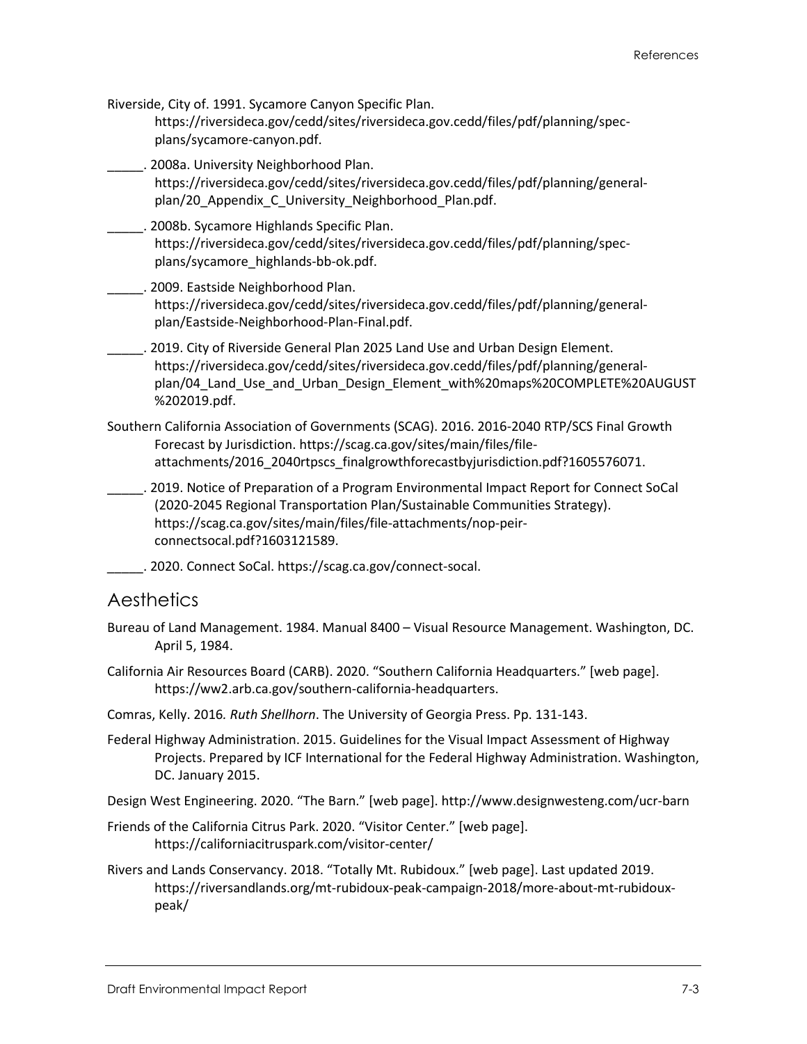Riverside, City of. 1991. Sycamore Canyon Specific Plan. https://riversideca.gov/cedd/sites/riversideca.gov.cedd/files/pdf/planning/spec-plans/sycamore-canyon.pdf.

_____. 2008a. University Neighborhood Plan. https://riversideca.gov/cedd/sites/riversideca.gov.cedd/files/pdf/planning/general-plan/20_Appendix_C_University_Neighborhood_Plan.pdf.

_____. 2008b. Sycamore Highlands Specific Plan. https://riversideca.gov/cedd/sites/riversideca.gov.cedd/files/pdf/planning/spec-plans/sycamore_highlands-bb-ok.pdf.

_____. 2009. Eastside Neighborhood Plan. https://riversideca.gov/cedd/sites/riversideca.gov.cedd/files/pdf/planning/general-plan/Eastside-Neighborhood-Plan-Final.pdf.

_____. 2019. City of Riverside General Plan 2025 Land Use and Urban Design Element. https://riversideca.gov/cedd/sites/riversideca.gov.cedd/files/pdf/planning/general-plan/04_Land_Use_and_Urban_Design_Element_with%20maps%20COMPLETE%20AUGUST%202019.pdf.

Southern California Association of Governments (SCAG). 2016. 2016-2040 RTP/SCS Final Growth Forecast by Jurisdiction. https://scag.ca.gov/sites/main/files/file-attachments/2016_2040rtpscs_finalgrowthforecastbyjurisdiction.pdf?1605576071.

_____. 2019. Notice of Preparation of a Program Environmental Impact Report for Connect SoCal (2020-2045 Regional Transportation Plan/Sustainable Communities Strategy). https://scag.ca.gov/sites/main/files/file-attachments/nop-peir-connectsocal.pdf?1603121589.

_____. 2020. Connect SoCal. https://scag.ca.gov/connect-socal.

## Aesthetics

Bureau of Land Management. 1984. Manual 8400 – Visual Resource Management. Washington, DC. April 5, 1984.

California Air Resources Board (CARB). 2020. "Southern California Headquarters." [web page]. https://ww2.arb.ca.gov/southern-california-headquarters.

Comras, Kelly. 2016. *Ruth Shellhorn*. The University of Georgia Press. Pp. 131-143.

Federal Highway Administration. 2015. Guidelines for the Visual Impact Assessment of Highway Projects. Prepared by ICF International for the Federal Highway Administration. Washington, DC. January 2015.

Design West Engineering. 2020. "The Barn." [web page]. http://www.designwesteng.com/ucr-barn

Friends of the California Citrus Park. 2020. "Visitor Center." [web page]. https://californiacitruspark.com/visitor-center/

Rivers and Lands Conservancy. 2018. "Totally Mt. Rubidoux." [web page]. Last updated 2019. https://riversandlands.org/mt-rubidoux-peak-campaign-2018/more-about-mt-rubidoux-peak/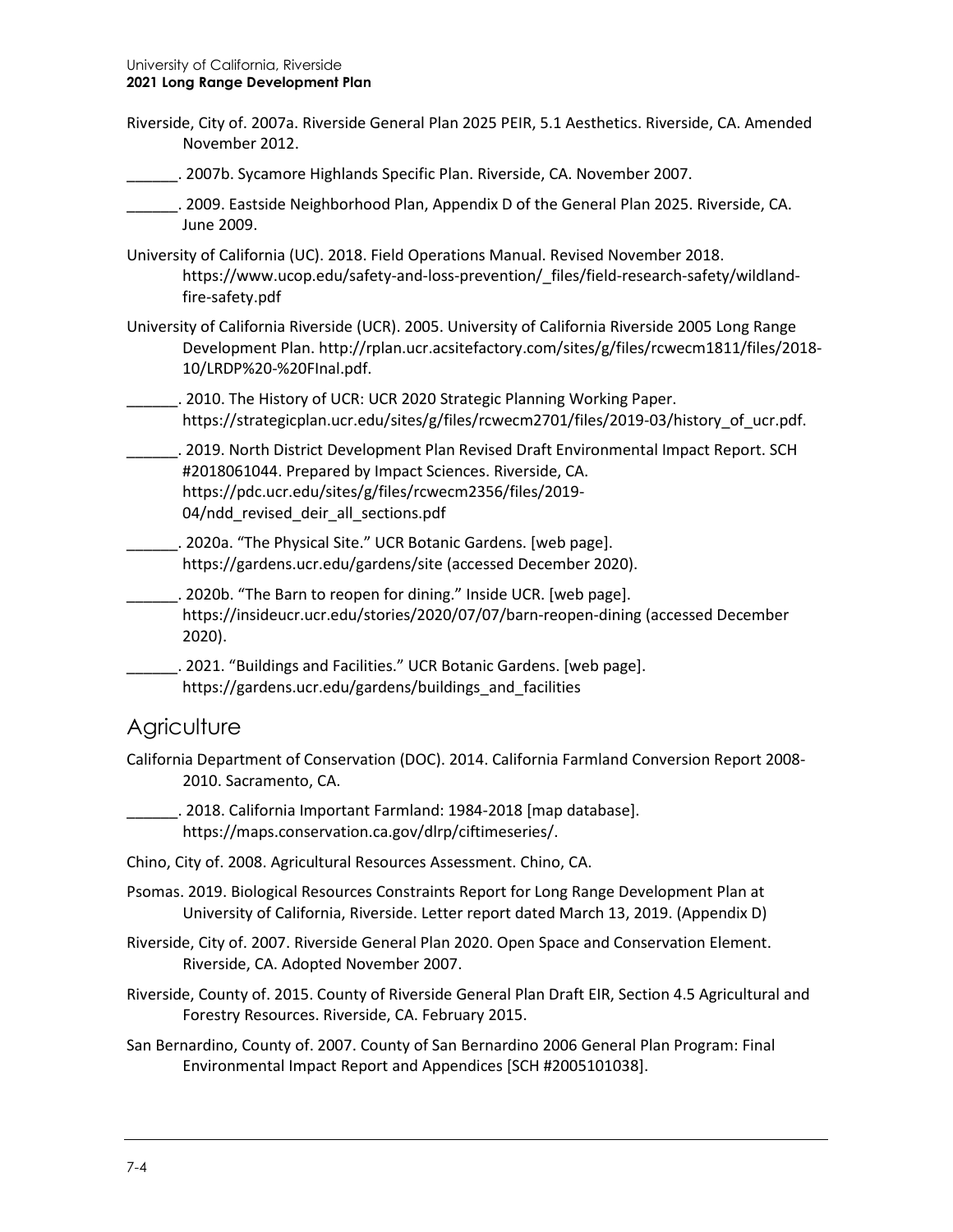Riverside, City of. 2007a. Riverside General Plan 2025 PEIR, 5.1 Aesthetics. Riverside, CA. Amended November 2012.

______. 2007b. Sycamore Highlands Specific Plan. Riverside, CA. November 2007.

______. 2009. Eastside Neighborhood Plan, Appendix D of the General Plan 2025. Riverside, CA. June 2009.

University of California (UC). 2018. Field Operations Manual. Revised November 2018. https://www.ucop.edu/safety-and-loss-prevention/_files/field-research-safety/wildland-fire-safety.pdf

University of California Riverside (UCR). 2005. University of California Riverside 2005 Long Range Development Plan. http://rplan.ucr.acsitefactory.com/sites/g/files/rcwecm1811/files/2018-10/LRDP%20-%20FInal.pdf.

______. 2010. The History of UCR: UCR 2020 Strategic Planning Working Paper. https://strategicplan.ucr.edu/sites/g/files/rcwecm2701/files/2019-03/history_of_ucr.pdf.

______. 2019. North District Development Plan Revised Draft Environmental Impact Report. SCH #2018061044. Prepared by Impact Sciences. Riverside, CA. https://pdc.ucr.edu/sites/g/files/rcwecm2356/files/2019-04/ndd_revised_deir_all_sections.pdf

______. 2020a. "The Physical Site." UCR Botanic Gardens. [web page]. https://gardens.ucr.edu/gardens/site (accessed December 2020).

______. 2020b. "The Barn to reopen for dining." Inside UCR. [web page]. https://insideucr.ucr.edu/stories/2020/07/07/barn-reopen-dining (accessed December 2020).

______. 2021. "Buildings and Facilities." UCR Botanic Gardens. [web page]. https://gardens.ucr.edu/gardens/buildings_and_facilities

## Agriculture

California Department of Conservation (DOC). 2014. California Farmland Conversion Report 2008-2010. Sacramento, CA.

______. 2018. California Important Farmland: 1984-2018 [map database]. https://maps.conservation.ca.gov/dlrp/ciftimeseries/.

Chino, City of. 2008. Agricultural Resources Assessment. Chino, CA.

Psomas. 2019. Biological Resources Constraints Report for Long Range Development Plan at University of California, Riverside. Letter report dated March 13, 2019. (Appendix D)

Riverside, City of. 2007. Riverside General Plan 2020. Open Space and Conservation Element. Riverside, CA. Adopted November 2007.

Riverside, County of. 2015. County of Riverside General Plan Draft EIR, Section 4.5 Agricultural and Forestry Resources. Riverside, CA. February 2015.

San Bernardino, County of. 2007. County of San Bernardino 2006 General Plan Program: Final Environmental Impact Report and Appendices [SCH #2005101038].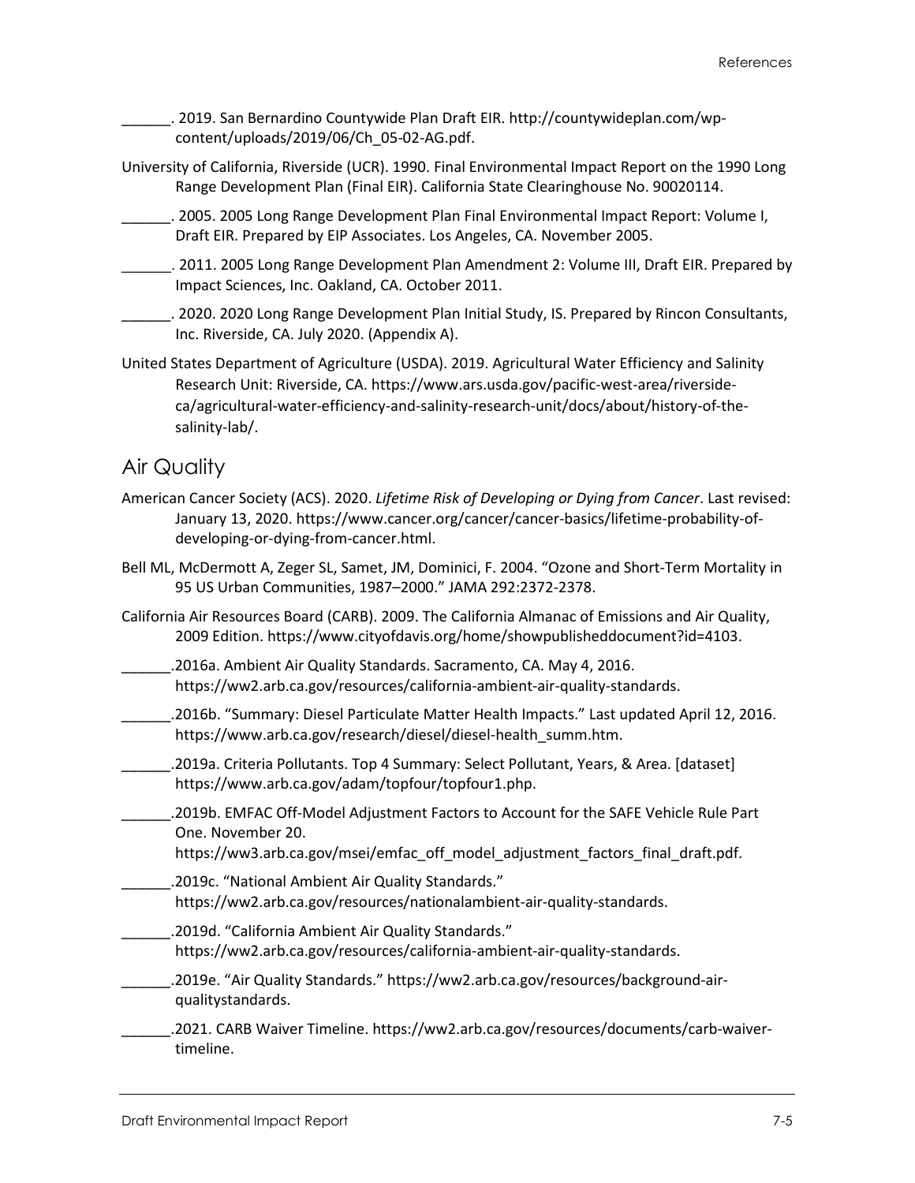______. 2019. San Bernardino Countywide Plan Draft EIR. http://countywideplan.com/wp-content/uploads/2019/06/Ch_05-02-AG.pdf.

University of California, Riverside (UCR). 1990. Final Environmental Impact Report on the 1990 Long Range Development Plan (Final EIR). California State Clearinghouse No. 90020114.

______. 2005. 2005 Long Range Development Plan Final Environmental Impact Report: Volume I, Draft EIR. Prepared by EIP Associates. Los Angeles, CA. November 2005.

______. 2011. 2005 Long Range Development Plan Amendment 2: Volume III, Draft EIR. Prepared by Impact Sciences, Inc. Oakland, CA. October 2011.

______. 2020. 2020 Long Range Development Plan Initial Study, IS. Prepared by Rincon Consultants, Inc. Riverside, CA. July 2020. (Appendix A).

United States Department of Agriculture (USDA). 2019. Agricultural Water Efficiency and Salinity Research Unit: Riverside, CA. https://www.ars.usda.gov/pacific-west-area/riverside-ca/agricultural-water-efficiency-and-salinity-research-unit/docs/about/history-of-the-salinity-lab/.

## Air Quality

American Cancer Society (ACS). 2020. *Lifetime Risk of Developing or Dying from Cancer*. Last revised: January 13, 2020. https://www.cancer.org/cancer/cancer-basics/lifetime-probability-of-developing-or-dying-from-cancer.html.

Bell ML, McDermott A, Zeger SL, Samet, JM, Dominici, F. 2004. "Ozone and Short-Term Mortality in 95 US Urban Communities, 1987–2000." JAMA 292:2372-2378.

California Air Resources Board (CARB). 2009. The California Almanac of Emissions and Air Quality, 2009 Edition. https://www.cityofdavis.org/home/showpublisheddocument?id=4103.

______.2016a. Ambient Air Quality Standards. Sacramento, CA. May 4, 2016. https://ww2.arb.ca.gov/resources/california-ambient-air-quality-standards.

______.2016b. "Summary: Diesel Particulate Matter Health Impacts." Last updated April 12, 2016. https://www.arb.ca.gov/research/diesel/diesel-health_summ.htm.

______.2019a. Criteria Pollutants. Top 4 Summary: Select Pollutant, Years, & Area. [dataset] https://www.arb.ca.gov/adam/topfour/topfour1.php.

______.2019b. EMFAC Off-Model Adjustment Factors to Account for the SAFE Vehicle Rule Part One. November 20. https://ww3.arb.ca.gov/msei/emfac_off_model_adjustment_factors_final_draft.pdf.

______.2019c. "National Ambient Air Quality Standards." https://ww2.arb.ca.gov/resources/nationalambient-air-quality-standards.

______.2019d. "California Ambient Air Quality Standards." https://ww2.arb.ca.gov/resources/california-ambient-air-quality-standards.

______.2019e. "Air Quality Standards." https://ww2.arb.ca.gov/resources/background-air-qualitystandards.

______.2021. CARB Waiver Timeline. https://ww2.arb.ca.gov/resources/documents/carb-waiver-timeline.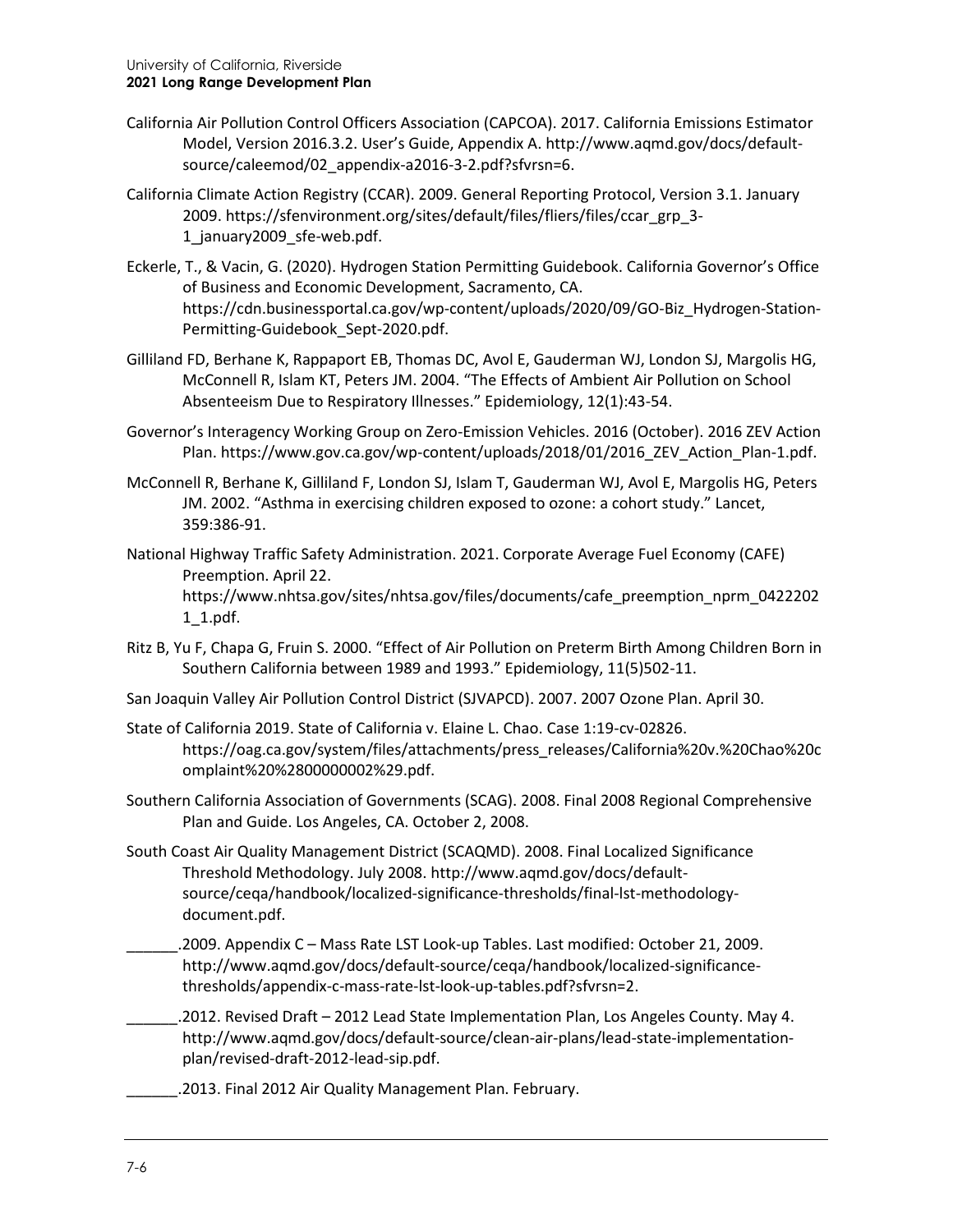California Air Pollution Control Officers Association (CAPCOA). 2017. California Emissions Estimator Model, Version 2016.3.2. User's Guide, Appendix A. http://www.aqmd.gov/docs/default-source/caleemod/02_appendix-a2016-3-2.pdf?sfvrsn=6.

California Climate Action Registry (CCAR). 2009. General Reporting Protocol, Version 3.1. January 2009. https://sfenvironment.org/sites/default/files/fliers/files/ccar_grp_3-1_january2009_sfe-web.pdf.

Eckerle, T., & Vacin, G. (2020). Hydrogen Station Permitting Guidebook. California Governor's Office of Business and Economic Development, Sacramento, CA. https://cdn.businessportal.ca.gov/wp-content/uploads/2020/09/GO-Biz_Hydrogen-Station-Permitting-Guidebook_Sept-2020.pdf.

Gilliland FD, Berhane K, Rappaport EB, Thomas DC, Avol E, Gauderman WJ, London SJ, Margolis HG, McConnell R, Islam KT, Peters JM. 2004. "The Effects of Ambient Air Pollution on School Absenteeism Due to Respiratory Illnesses." Epidemiology, 12(1):43-54.

Governor's Interagency Working Group on Zero-Emission Vehicles. 2016 (October). 2016 ZEV Action Plan. https://www.gov.ca.gov/wp-content/uploads/2018/01/2016_ZEV_Action_Plan-1.pdf.

McConnell R, Berhane K, Gilliland F, London SJ, Islam T, Gauderman WJ, Avol E, Margolis HG, Peters JM. 2002. "Asthma in exercising children exposed to ozone: a cohort study." Lancet, 359:386-91.

National Highway Traffic Safety Administration. 2021. Corporate Average Fuel Economy (CAFE) Preemption. April 22. https://www.nhtsa.gov/sites/nhtsa.gov/files/documents/cafe_preemption_nprm_04222021_1.pdf.

Ritz B, Yu F, Chapa G, Fruin S. 2000. "Effect of Air Pollution on Preterm Birth Among Children Born in Southern California between 1989 and 1993." Epidemiology, 11(5)502-11.

San Joaquin Valley Air Pollution Control District (SJVAPCD). 2007. 2007 Ozone Plan. April 30.

State of California 2019. State of California v. Elaine L. Chao. Case 1:19-cv-02826. https://oag.ca.gov/system/files/attachments/press_releases/California%20v.%20Chao%20complaint%20%2800000002%29.pdf.

Southern California Association of Governments (SCAG). 2008. Final 2008 Regional Comprehensive Plan and Guide. Los Angeles, CA. October 2, 2008.

South Coast Air Quality Management District (SCAQMD). 2008. Final Localized Significance Threshold Methodology. July 2008. http://www.aqmd.gov/docs/default-source/ceqa/handbook/localized-significance-thresholds/final-lst-methodology-document.pdf.

______.2009. Appendix C – Mass Rate LST Look-up Tables. Last modified: October 21, 2009. http://www.aqmd.gov/docs/default-source/ceqa/handbook/localized-significance-thresholds/appendix-c-mass-rate-lst-look-up-tables.pdf?sfvrsn=2.

______.2012. Revised Draft – 2012 Lead State Implementation Plan, Los Angeles County. May 4. http://www.aqmd.gov/docs/default-source/clean-air-plans/lead-state-implementation-plan/revised-draft-2012-lead-sip.pdf.

______.2013. Final 2012 Air Quality Management Plan. February.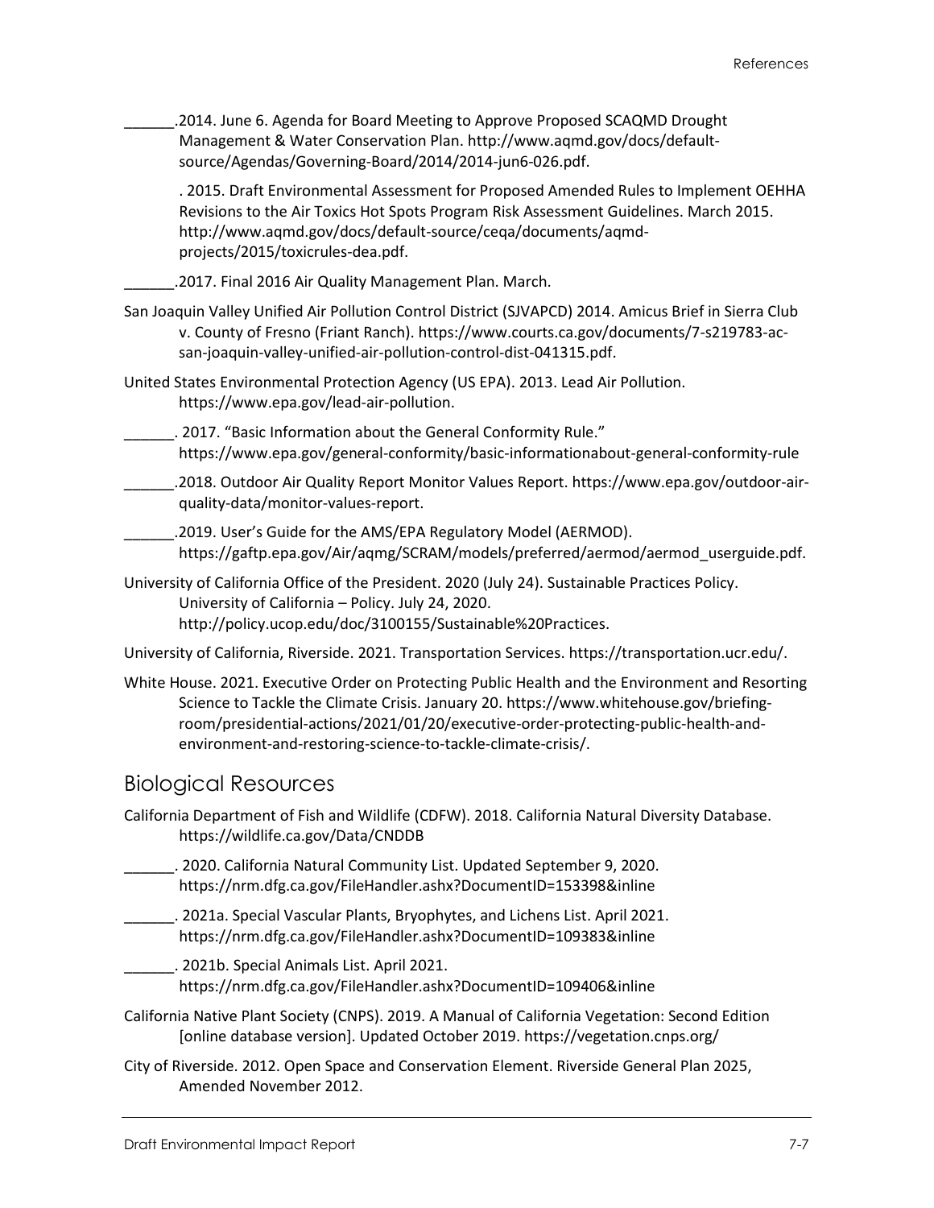______.2014. June 6. Agenda for Board Meeting to Approve Proposed SCAQMD Drought Management & Water Conservation Plan. http://www.aqmd.gov/docs/default-source/Agendas/Governing-Board/2014/2014-jun6-026.pdf.

. 2015. Draft Environmental Assessment for Proposed Amended Rules to Implement OEHHA Revisions to the Air Toxics Hot Spots Program Risk Assessment Guidelines. March 2015. http://www.aqmd.gov/docs/default-source/ceqa/documents/aqmd-projects/2015/toxicrules-dea.pdf.

______.2017. Final 2016 Air Quality Management Plan. March.

San Joaquin Valley Unified Air Pollution Control District (SJVAPCD) 2014. Amicus Brief in Sierra Club v. County of Fresno (Friant Ranch). https://www.courts.ca.gov/documents/7-s219783-ac-san-joaquin-valley-unified-air-pollution-control-dist-041315.pdf.

United States Environmental Protection Agency (US EPA). 2013. Lead Air Pollution. https://www.epa.gov/lead-air-pollution.

______. 2017. "Basic Information about the General Conformity Rule." https://www.epa.gov/general-conformity/basic-informationabout-general-conformity-rule

______.2018. Outdoor Air Quality Report Monitor Values Report. https://www.epa.gov/outdoor-air-quality-data/monitor-values-report.

______.2019. User's Guide for the AMS/EPA Regulatory Model (AERMOD). https://gaftp.epa.gov/Air/aqmg/SCRAM/models/preferred/aermod/aermod_userguide.pdf.

University of California Office of the President. 2020 (July 24). Sustainable Practices Policy. University of California – Policy. July 24, 2020. http://policy.ucop.edu/doc/3100155/Sustainable%20Practices.

University of California, Riverside. 2021. Transportation Services. https://transportation.ucr.edu/.

White House. 2021. Executive Order on Protecting Public Health and the Environment and Resorting Science to Tackle the Climate Crisis. January 20. https://www.whitehouse.gov/briefing-room/presidential-actions/2021/01/20/executive-order-protecting-public-health-and-environment-and-restoring-science-to-tackle-climate-crisis/.

## Biological Resources

California Department of Fish and Wildlife (CDFW). 2018. California Natural Diversity Database. https://wildlife.ca.gov/Data/CNDDB

______. 2020. California Natural Community List. Updated September 9, 2020. https://nrm.dfg.ca.gov/FileHandler.ashx?DocumentID=153398&inline

______. 2021a. Special Vascular Plants, Bryophytes, and Lichens List. April 2021. https://nrm.dfg.ca.gov/FileHandler.ashx?DocumentID=109383&inline

______. 2021b. Special Animals List. April 2021. https://nrm.dfg.ca.gov/FileHandler.ashx?DocumentID=109406&inline

California Native Plant Society (CNPS). 2019. A Manual of California Vegetation: Second Edition [online database version]. Updated October 2019. https://vegetation.cnps.org/

City of Riverside. 2012. Open Space and Conservation Element. Riverside General Plan 2025, Amended November 2012.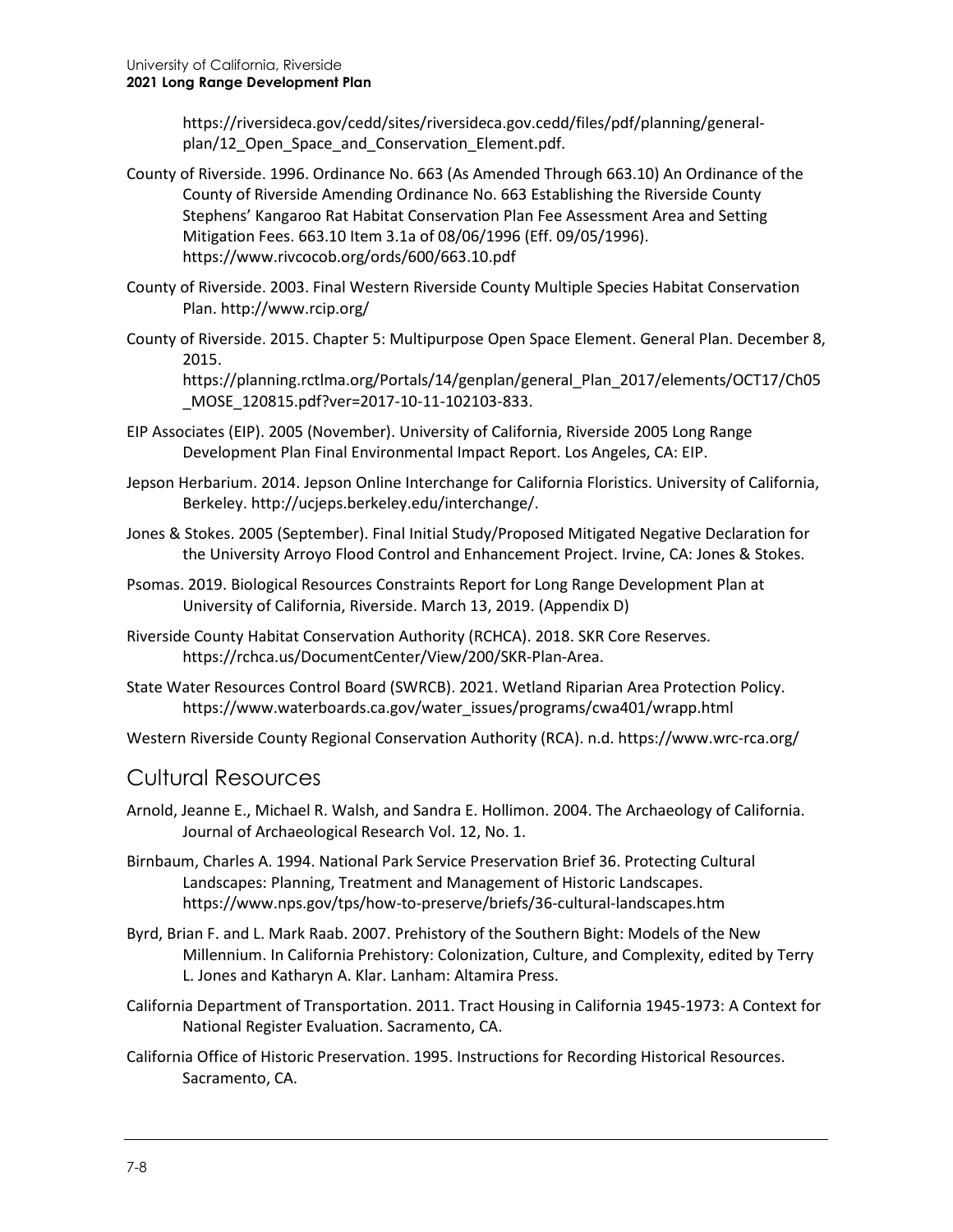https://riversideca.gov/cedd/sites/riversideca.gov.cedd/files/pdf/planning/general-plan/12_Open_Space_and_Conservation_Element.pdf.

County of Riverside. 1996. Ordinance No. 663 (As Amended Through 663.10) An Ordinance of the County of Riverside Amending Ordinance No. 663 Establishing the Riverside County Stephens' Kangaroo Rat Habitat Conservation Plan Fee Assessment Area and Setting Mitigation Fees. 663.10 Item 3.1a of 08/06/1996 (Eff. 09/05/1996). https://www.rivcocob.org/ords/600/663.10.pdf

County of Riverside. 2003. Final Western Riverside County Multiple Species Habitat Conservation Plan. http://www.rcip.org/

County of Riverside. 2015. Chapter 5: Multipurpose Open Space Element. General Plan. December 8, 2015. https://planning.rctlma.org/Portals/14/genplan/general_Plan_2017/elements/OCT17/Ch05_MOSE_120815.pdf?ver=2017-10-11-102103-833.

EIP Associates (EIP). 2005 (November). University of California, Riverside 2005 Long Range Development Plan Final Environmental Impact Report. Los Angeles, CA: EIP.

Jepson Herbarium. 2014. Jepson Online Interchange for California Floristics. University of California, Berkeley. http://ucjeps.berkeley.edu/interchange/.

Jones & Stokes. 2005 (September). Final Initial Study/Proposed Mitigated Negative Declaration for the University Arroyo Flood Control and Enhancement Project. Irvine, CA: Jones & Stokes.

Psomas. 2019. Biological Resources Constraints Report for Long Range Development Plan at University of California, Riverside. March 13, 2019. (Appendix D)

Riverside County Habitat Conservation Authority (RCHCA). 2018. SKR Core Reserves. https://rchca.us/DocumentCenter/View/200/SKR-Plan-Area.

State Water Resources Control Board (SWRCB). 2021. Wetland Riparian Area Protection Policy. https://www.waterboards.ca.gov/water_issues/programs/cwa401/wrapp.html

Western Riverside County Regional Conservation Authority (RCA). n.d. https://www.wrc-rca.org/

## Cultural Resources

Arnold, Jeanne E., Michael R. Walsh, and Sandra E. Hollimon. 2004. The Archaeology of California. Journal of Archaeological Research Vol. 12, No. 1.

Birnbaum, Charles A. 1994. National Park Service Preservation Brief 36. Protecting Cultural Landscapes: Planning, Treatment and Management of Historic Landscapes. https://www.nps.gov/tps/how-to-preserve/briefs/36-cultural-landscapes.htm

Byrd, Brian F. and L. Mark Raab. 2007. Prehistory of the Southern Bight: Models of the New Millennium. In California Prehistory: Colonization, Culture, and Complexity, edited by Terry L. Jones and Katharyn A. Klar. Lanham: Altamira Press.

California Department of Transportation. 2011. Tract Housing in California 1945-1973: A Context for National Register Evaluation. Sacramento, CA.

California Office of Historic Preservation. 1995. Instructions for Recording Historical Resources. Sacramento, CA.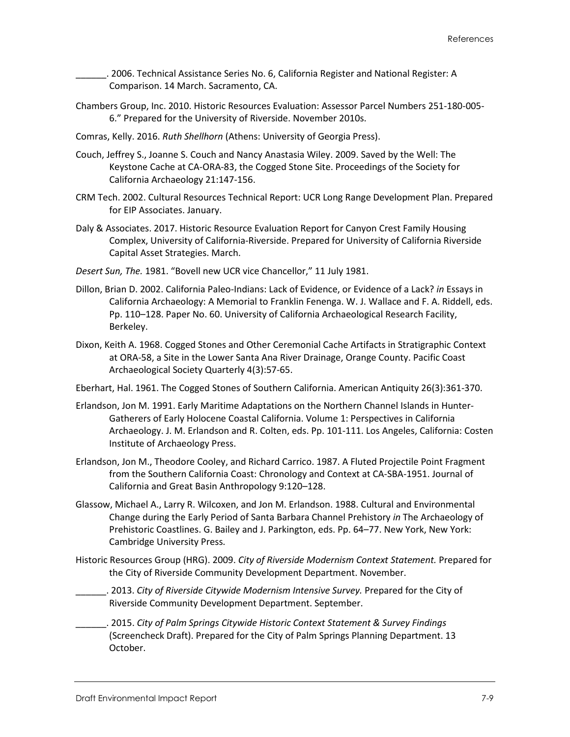______. 2006. Technical Assistance Series No. 6, California Register and National Register: A Comparison. 14 March. Sacramento, CA.

Chambers Group, Inc. 2010. Historic Resources Evaluation: Assessor Parcel Numbers 251-180-005-6." Prepared for the University of Riverside. November 2010s.

Comras, Kelly. 2016. *Ruth Shellhorn* (Athens: University of Georgia Press).

Couch, Jeffrey S., Joanne S. Couch and Nancy Anastasia Wiley. 2009. Saved by the Well: The Keystone Cache at CA-ORA-83, the Cogged Stone Site. Proceedings of the Society for California Archaeology 21:147-156.

CRM Tech. 2002. Cultural Resources Technical Report: UCR Long Range Development Plan. Prepared for EIP Associates. January.

Daly & Associates. 2017. Historic Resource Evaluation Report for Canyon Crest Family Housing Complex, University of California-Riverside. Prepared for University of California Riverside Capital Asset Strategies. March.

*Desert Sun, The.* 1981. "Bovell new UCR vice Chancellor," 11 July 1981.

Dillon, Brian D. 2002. California Paleo-Indians: Lack of Evidence, or Evidence of a Lack? *in* Essays in California Archaeology: A Memorial to Franklin Fenenga. W. J. Wallace and F. A. Riddell, eds. Pp. 110–128. Paper No. 60. University of California Archaeological Research Facility, Berkeley.

Dixon, Keith A. 1968. Cogged Stones and Other Ceremonial Cache Artifacts in Stratigraphic Context at ORA-58, a Site in the Lower Santa Ana River Drainage, Orange County. Pacific Coast Archaeological Society Quarterly 4(3):57-65.

Eberhart, Hal. 1961. The Cogged Stones of Southern California. American Antiquity 26(3):361-370.

Erlandson, Jon M. 1991. Early Maritime Adaptations on the Northern Channel Islands in Hunter-Gatherers of Early Holocene Coastal California. Volume 1: Perspectives in California Archaeology. J. M. Erlandson and R. Colten, eds. Pp. 101-111. Los Angeles, California: Costen Institute of Archaeology Press.

Erlandson, Jon M., Theodore Cooley, and Richard Carrico. 1987. A Fluted Projectile Point Fragment from the Southern California Coast: Chronology and Context at CA-SBA-1951. Journal of California and Great Basin Anthropology 9:120–128.

Glassow, Michael A., Larry R. Wilcoxen, and Jon M. Erlandson. 1988. Cultural and Environmental Change during the Early Period of Santa Barbara Channel Prehistory *in* The Archaeology of Prehistoric Coastlines. G. Bailey and J. Parkington, eds. Pp. 64–77. New York, New York: Cambridge University Press.

Historic Resources Group (HRG). 2009. *City of Riverside Modernism Context Statement.* Prepared for the City of Riverside Community Development Department. November.

______. 2013. *City of Riverside Citywide Modernism Intensive Survey.* Prepared for the City of Riverside Community Development Department. September.

______. 2015. *City of Palm Springs Citywide Historic Context Statement & Survey Findings* (Screencheck Draft). Prepared for the City of Palm Springs Planning Department. 13 October.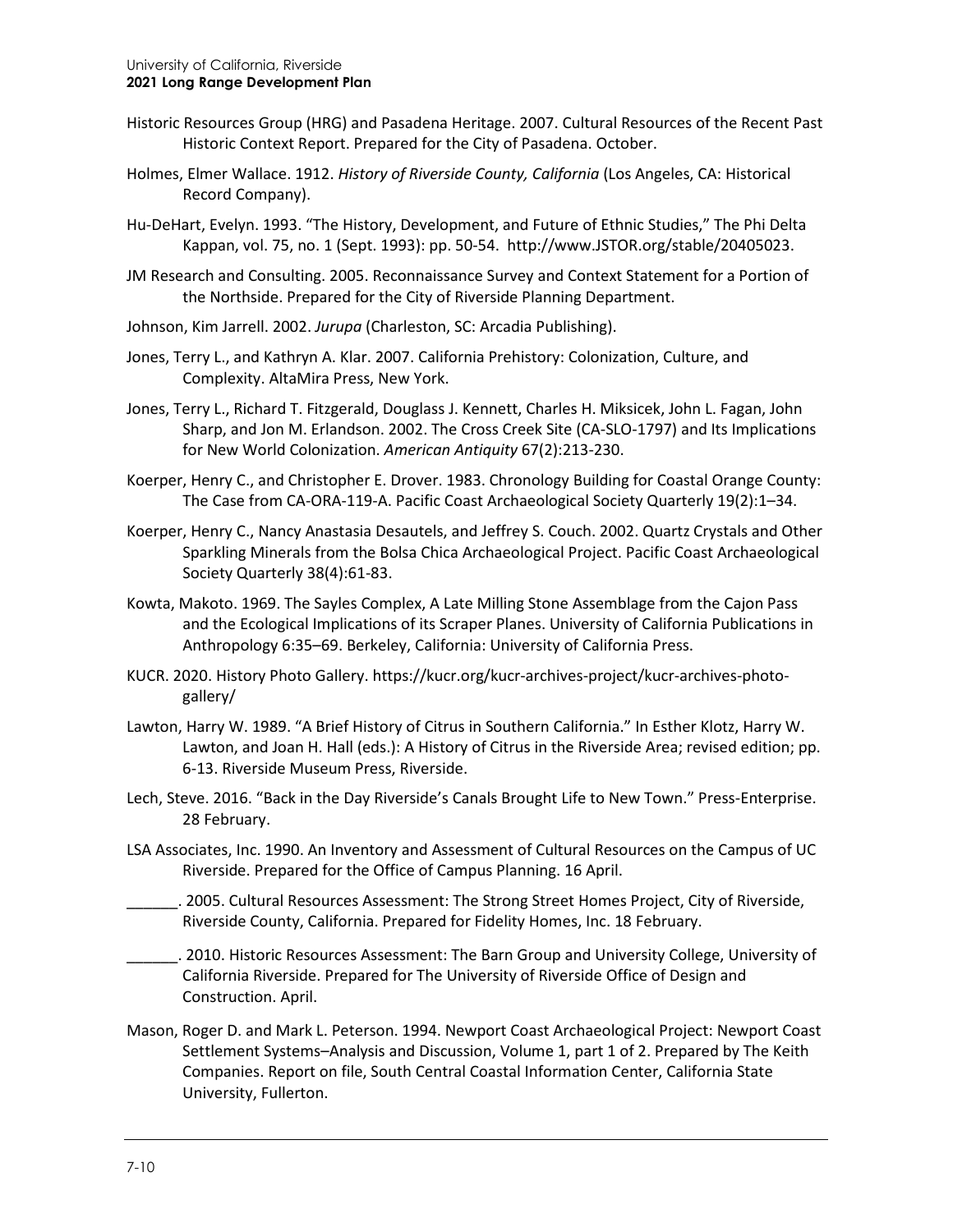Historic Resources Group (HRG) and Pasadena Heritage. 2007. Cultural Resources of the Recent Past Historic Context Report. Prepared for the City of Pasadena. October.

Holmes, Elmer Wallace. 1912. *History of Riverside County, California* (Los Angeles, CA: Historical Record Company).

Hu-DeHart, Evelyn. 1993. "The History, Development, and Future of Ethnic Studies," The Phi Delta Kappan, vol. 75, no. 1 (Sept. 1993): pp. 50-54. http://www.JSTOR.org/stable/20405023.

JM Research and Consulting. 2005. Reconnaissance Survey and Context Statement for a Portion of the Northside. Prepared for the City of Riverside Planning Department.

Johnson, Kim Jarrell. 2002. *Jurupa* (Charleston, SC: Arcadia Publishing).

Jones, Terry L., and Kathryn A. Klar. 2007. California Prehistory: Colonization, Culture, and Complexity. AltaMira Press, New York.

Jones, Terry L., Richard T. Fitzgerald, Douglass J. Kennett, Charles H. Miksicek, John L. Fagan, John Sharp, and Jon M. Erlandson. 2002. The Cross Creek Site (CA-SLO-1797) and Its Implications for New World Colonization. *American Antiquity* 67(2):213-230.

Koerper, Henry C., and Christopher E. Drover. 1983. Chronology Building for Coastal Orange County: The Case from CA-ORA-119-A. Pacific Coast Archaeological Society Quarterly 19(2):1–34.

Koerper, Henry C., Nancy Anastasia Desautels, and Jeffrey S. Couch. 2002. Quartz Crystals and Other Sparkling Minerals from the Bolsa Chica Archaeological Project. Pacific Coast Archaeological Society Quarterly 38(4):61-83.

Kowta, Makoto. 1969. The Sayles Complex, A Late Milling Stone Assemblage from the Cajon Pass and the Ecological Implications of its Scraper Planes. University of California Publications in Anthropology 6:35–69. Berkeley, California: University of California Press.

KUCR. 2020. History Photo Gallery. https://kucr.org/kucr-archives-project/kucr-archives-photo-gallery/

Lawton, Harry W. 1989. "A Brief History of Citrus in Southern California." In Esther Klotz, Harry W. Lawton, and Joan H. Hall (eds.): A History of Citrus in the Riverside Area; revised edition; pp. 6-13. Riverside Museum Press, Riverside.

Lech, Steve. 2016. "Back in the Day Riverside's Canals Brought Life to New Town." Press-Enterprise. 28 February.

LSA Associates, Inc. 1990. An Inventory and Assessment of Cultural Resources on the Campus of UC Riverside. Prepared for the Office of Campus Planning. 16 April.

\_\_\_\_\_\_. 2005. Cultural Resources Assessment: The Strong Street Homes Project, City of Riverside, Riverside County, California. Prepared for Fidelity Homes, Inc. 18 February.

\_\_\_\_\_\_. 2010. Historic Resources Assessment: The Barn Group and University College, University of California Riverside. Prepared for The University of Riverside Office of Design and Construction. April.

Mason, Roger D. and Mark L. Peterson. 1994. Newport Coast Archaeological Project: Newport Coast Settlement Systems–Analysis and Discussion, Volume 1, part 1 of 2. Prepared by The Keith Companies. Report on file, South Central Coastal Information Center, California State University, Fullerton.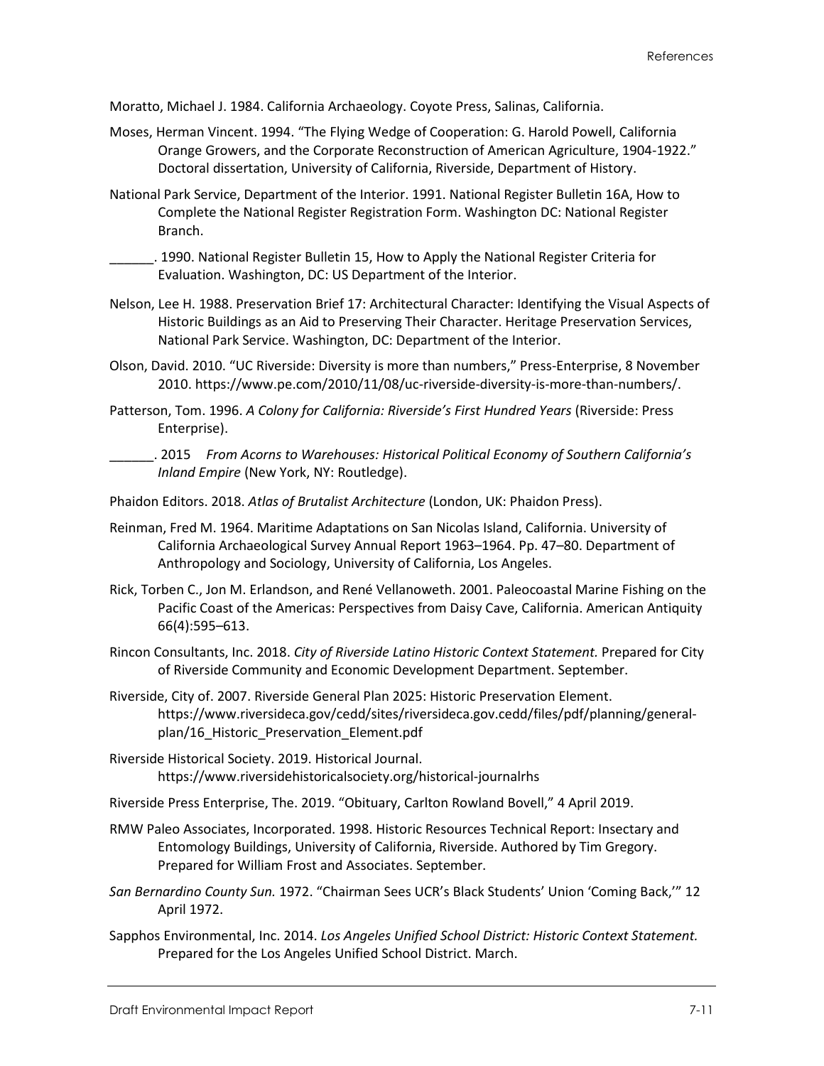Moratto, Michael J. 1984. California Archaeology. Coyote Press, Salinas, California.

Moses, Herman Vincent. 1994. "The Flying Wedge of Cooperation: G. Harold Powell, California Orange Growers, and the Corporate Reconstruction of American Agriculture, 1904-1922." Doctoral dissertation, University of California, Riverside, Department of History.

National Park Service, Department of the Interior. 1991. National Register Bulletin 16A, How to Complete the National Register Registration Form. Washington DC: National Register Branch.

______. 1990. National Register Bulletin 15, How to Apply the National Register Criteria for Evaluation. Washington, DC: US Department of the Interior.

Nelson, Lee H. 1988. Preservation Brief 17: Architectural Character: Identifying the Visual Aspects of Historic Buildings as an Aid to Preserving Their Character. Heritage Preservation Services, National Park Service. Washington, DC: Department of the Interior.

Olson, David. 2010. "UC Riverside: Diversity is more than numbers," Press-Enterprise, 8 November 2010. https://www.pe.com/2010/11/08/uc-riverside-diversity-is-more-than-numbers/.

Patterson, Tom. 1996. *A Colony for California: Riverside's First Hundred Years* (Riverside: Press Enterprise).

______. 2015 *From Acorns to Warehouses: Historical Political Economy of Southern California's Inland Empire* (New York, NY: Routledge).

Phaidon Editors. 2018. *Atlas of Brutalist Architecture* (London, UK: Phaidon Press).

Reinman, Fred M. 1964. Maritime Adaptations on San Nicolas Island, California. University of California Archaeological Survey Annual Report 1963–1964. Pp. 47–80. Department of Anthropology and Sociology, University of California, Los Angeles.

Rick, Torben C., Jon M. Erlandson, and René Vellanoweth. 2001. Paleocoastal Marine Fishing on the Pacific Coast of the Americas: Perspectives from Daisy Cave, California. American Antiquity 66(4):595–613.

Rincon Consultants, Inc. 2018. *City of Riverside Latino Historic Context Statement.* Prepared for City of Riverside Community and Economic Development Department. September.

Riverside, City of. 2007. Riverside General Plan 2025: Historic Preservation Element. https://www.riversideca.gov/cedd/sites/riversideca.gov.cedd/files/pdf/planning/general-plan/16_Historic_Preservation_Element.pdf

Riverside Historical Society. 2019. Historical Journal. https://www.riversidehistoricalsociety.org/historical-journalrhs

Riverside Press Enterprise, The. 2019. "Obituary, Carlton Rowland Bovell," 4 April 2019.

RMW Paleo Associates, Incorporated. 1998. Historic Resources Technical Report: Insectary and Entomology Buildings, University of California, Riverside. Authored by Tim Gregory. Prepared for William Frost and Associates. September.

*San Bernardino County Sun.* 1972. "Chairman Sees UCR's Black Students' Union 'Coming Back,'" 12 April 1972.

Sapphos Environmental, Inc. 2014. *Los Angeles Unified School District: Historic Context Statement.* Prepared for the Los Angeles Unified School District. March.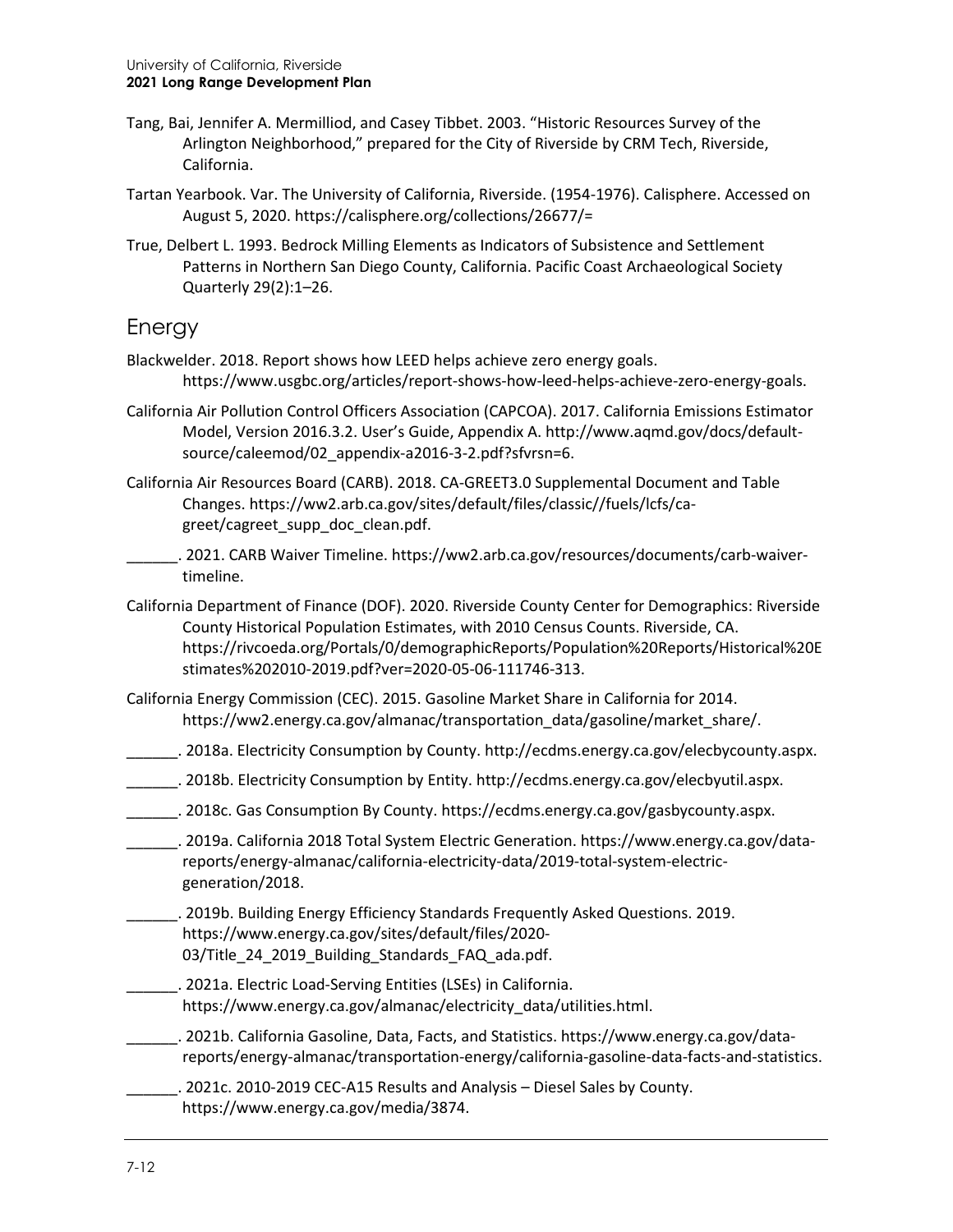Tang, Bai, Jennifer A. Mermilliod, and Casey Tibbet. 2003. "Historic Resources Survey of the Arlington Neighborhood," prepared for the City of Riverside by CRM Tech, Riverside, California.

Tartan Yearbook. Var. The University of California, Riverside. (1954-1976). Calisphere. Accessed on August 5, 2020. https://calisphere.org/collections/26677/=

True, Delbert L. 1993. Bedrock Milling Elements as Indicators of Subsistence and Settlement Patterns in Northern San Diego County, California. Pacific Coast Archaeological Society Quarterly 29(2):1–26.

## Energy

Blackwelder. 2018. Report shows how LEED helps achieve zero energy goals. https://www.usgbc.org/articles/report-shows-how-leed-helps-achieve-zero-energy-goals.

California Air Pollution Control Officers Association (CAPCOA). 2017. California Emissions Estimator Model, Version 2016.3.2. User's Guide, Appendix A. http://www.aqmd.gov/docs/default-source/caleemod/02_appendix-a2016-3-2.pdf?sfvrsn=6.

California Air Resources Board (CARB). 2018. CA-GREET3.0 Supplemental Document and Table Changes. https://ww2.arb.ca.gov/sites/default/files/classic//fuels/lcfs/ca-greet/cagreet_supp_doc_clean.pdf.

______. 2021. CARB Waiver Timeline. https://ww2.arb.ca.gov/resources/documents/carb-waiver-timeline.

California Department of Finance (DOF). 2020. Riverside County Center for Demographics: Riverside County Historical Population Estimates, with 2010 Census Counts. Riverside, CA. https://rivcoeda.org/Portals/0/demographicReports/Population%20Reports/Historical%20Estimates%202010-2019.pdf?ver=2020-05-06-111746-313.

California Energy Commission (CEC). 2015. Gasoline Market Share in California for 2014. https://ww2.energy.ca.gov/almanac/transportation_data/gasoline/market_share/.

______. 2018a. Electricity Consumption by County. http://ecdms.energy.ca.gov/elecbycounty.aspx.

______. 2018b. Electricity Consumption by Entity. http://ecdms.energy.ca.gov/elecbyutil.aspx.

______. 2018c. Gas Consumption By County. https://ecdms.energy.ca.gov/gasbycounty.aspx.

______. 2019a. California 2018 Total System Electric Generation. https://www.energy.ca.gov/data-reports/energy-almanac/california-electricity-data/2019-total-system-electric-generation/2018.

______. 2019b. Building Energy Efficiency Standards Frequently Asked Questions. 2019. https://www.energy.ca.gov/sites/default/files/2020-03/Title_24_2019_Building_Standards_FAQ_ada.pdf.

______. 2021a. Electric Load-Serving Entities (LSEs) in California. https://www.energy.ca.gov/almanac/electricity_data/utilities.html.

______. 2021b. California Gasoline, Data, Facts, and Statistics. https://www.energy.ca.gov/data-reports/energy-almanac/transportation-energy/california-gasoline-data-facts-and-statistics.

______. 2021c. 2010-2019 CEC-A15 Results and Analysis – Diesel Sales by County. https://www.energy.ca.gov/media/3874.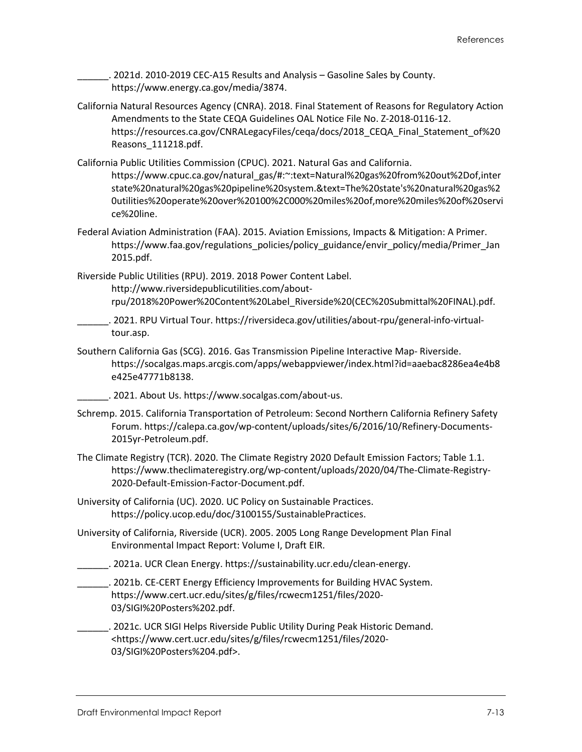______. 2021d. 2010-2019 CEC-A15 Results and Analysis – Gasoline Sales by County. https://www.energy.ca.gov/media/3874.

California Natural Resources Agency (CNRA). 2018. Final Statement of Reasons for Regulatory Action Amendments to the State CEQA Guidelines OAL Notice File No. Z-2018-0116-12. https://resources.ca.gov/CNRALegacyFiles/ceqa/docs/2018_CEQA_Final_Statement_of%20Reasons_111218.pdf.

California Public Utilities Commission (CPUC). 2021. Natural Gas and California. https://www.cpuc.ca.gov/natural_gas/#:~:text=Natural%20gas%20from%20out%2Dof,interstate%20natural%20gas%20pipeline%20system.&text=The%20state's%20natural%20gas%20utilities%20operate%20over%20100%2C000%20miles%20of,more%20miles%20of%20service%20line.

Federal Aviation Administration (FAA). 2015. Aviation Emissions, Impacts & Mitigation: A Primer. https://www.faa.gov/regulations_policies/policy_guidance/envir_policy/media/Primer_Jan2015.pdf.

Riverside Public Utilities (RPU). 2019. 2018 Power Content Label. http://www.riversidepublicutilities.com/about-rpu/2018%20Power%20Content%20Label_Riverside%20(CEC%20Submittal%20FINAL).pdf.

______. 2021. RPU Virtual Tour. https://riversideca.gov/utilities/about-rpu/general-info-virtual-tour.asp.

Southern California Gas (SCG). 2016. Gas Transmission Pipeline Interactive Map- Riverside. https://socalgas.maps.arcgis.com/apps/webappviewer/index.html?id=aaebac8286ea4e4b8e425e47771b8138.

______. 2021. About Us. https://www.socalgas.com/about-us.

Schremp. 2015. California Transportation of Petroleum: Second Northern California Refinery Safety Forum. https://calepa.ca.gov/wp-content/uploads/sites/6/2016/10/Refinery-Documents-2015yr-Petroleum.pdf.

The Climate Registry (TCR). 2020. The Climate Registry 2020 Default Emission Factors; Table 1.1. https://www.theclimateregistry.org/wp-content/uploads/2020/04/The-Climate-Registry-2020-Default-Emission-Factor-Document.pdf.

University of California (UC). 2020. UC Policy on Sustainable Practices. https://policy.ucop.edu/doc/3100155/SustainablePractices.

University of California, Riverside (UCR). 2005. 2005 Long Range Development Plan Final Environmental Impact Report: Volume I, Draft EIR.

______. 2021a. UCR Clean Energy. https://sustainability.ucr.edu/clean-energy.

______. 2021b. CE-CERT Energy Efficiency Improvements for Building HVAC System. https://www.cert.ucr.edu/sites/g/files/rcwecm1251/files/2020-03/SIGI%20Posters%202.pdf.

______. 2021c. UCR SIGI Helps Riverside Public Utility During Peak Historic Demand. <https://www.cert.ucr.edu/sites/g/files/rcwecm1251/files/2020-03/SIGI%20Posters%204.pdf>.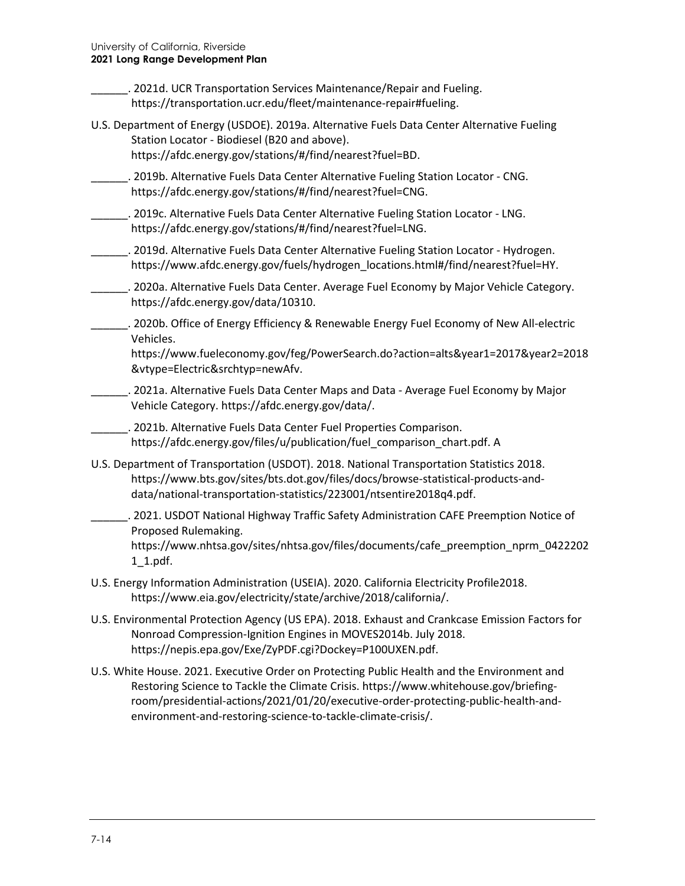______. 2021d. UCR Transportation Services Maintenance/Repair and Fueling. https://transportation.ucr.edu/fleet/maintenance-repair#fueling.

U.S. Department of Energy (USDOE). 2019a. Alternative Fuels Data Center Alternative Fueling Station Locator - Biodiesel (B20 and above). https://afdc.energy.gov/stations/#/find/nearest?fuel=BD.

______. 2019b. Alternative Fuels Data Center Alternative Fueling Station Locator - CNG. https://afdc.energy.gov/stations/#/find/nearest?fuel=CNG.

______. 2019c. Alternative Fuels Data Center Alternative Fueling Station Locator - LNG. https://afdc.energy.gov/stations/#/find/nearest?fuel=LNG.

______. 2019d. Alternative Fuels Data Center Alternative Fueling Station Locator - Hydrogen. https://www.afdc.energy.gov/fuels/hydrogen_locations.html#/find/nearest?fuel=HY.

______. 2020a. Alternative Fuels Data Center. Average Fuel Economy by Major Vehicle Category. https://afdc.energy.gov/data/10310.

______. 2020b. Office of Energy Efficiency & Renewable Energy Fuel Economy of New All-electric Vehicles. https://www.fueleconomy.gov/feg/PowerSearch.do?action=alts&year1=2017&year2=2018&vtype=Electric&srchtyp=newAfv.

______. 2021a. Alternative Fuels Data Center Maps and Data - Average Fuel Economy by Major Vehicle Category. https://afdc.energy.gov/data/.

______. 2021b. Alternative Fuels Data Center Fuel Properties Comparison. https://afdc.energy.gov/files/u/publication/fuel_comparison_chart.pdf. A

U.S. Department of Transportation (USDOT). 2018. National Transportation Statistics 2018. https://www.bts.gov/sites/bts.dot.gov/files/docs/browse-statistical-products-and-data/national-transportation-statistics/223001/ntsentire2018q4.pdf.

______. 2021. USDOT National Highway Traffic Safety Administration CAFE Preemption Notice of Proposed Rulemaking. https://www.nhtsa.gov/sites/nhtsa.gov/files/documents/cafe_preemption_nprm_04222021_1.pdf.

U.S. Energy Information Administration (USEIA). 2020. California Electricity Profile2018. https://www.eia.gov/electricity/state/archive/2018/california/.

U.S. Environmental Protection Agency (US EPA). 2018. Exhaust and Crankcase Emission Factors for Nonroad Compression-Ignition Engines in MOVES2014b. July 2018. https://nepis.epa.gov/Exe/ZyPDF.cgi?Dockey=P100UXEN.pdf.

U.S. White House. 2021. Executive Order on Protecting Public Health and the Environment and Restoring Science to Tackle the Climate Crisis. https://www.whitehouse.gov/briefing-room/presidential-actions/2021/01/20/executive-order-protecting-public-health-and-environment-and-restoring-science-to-tackle-climate-crisis/.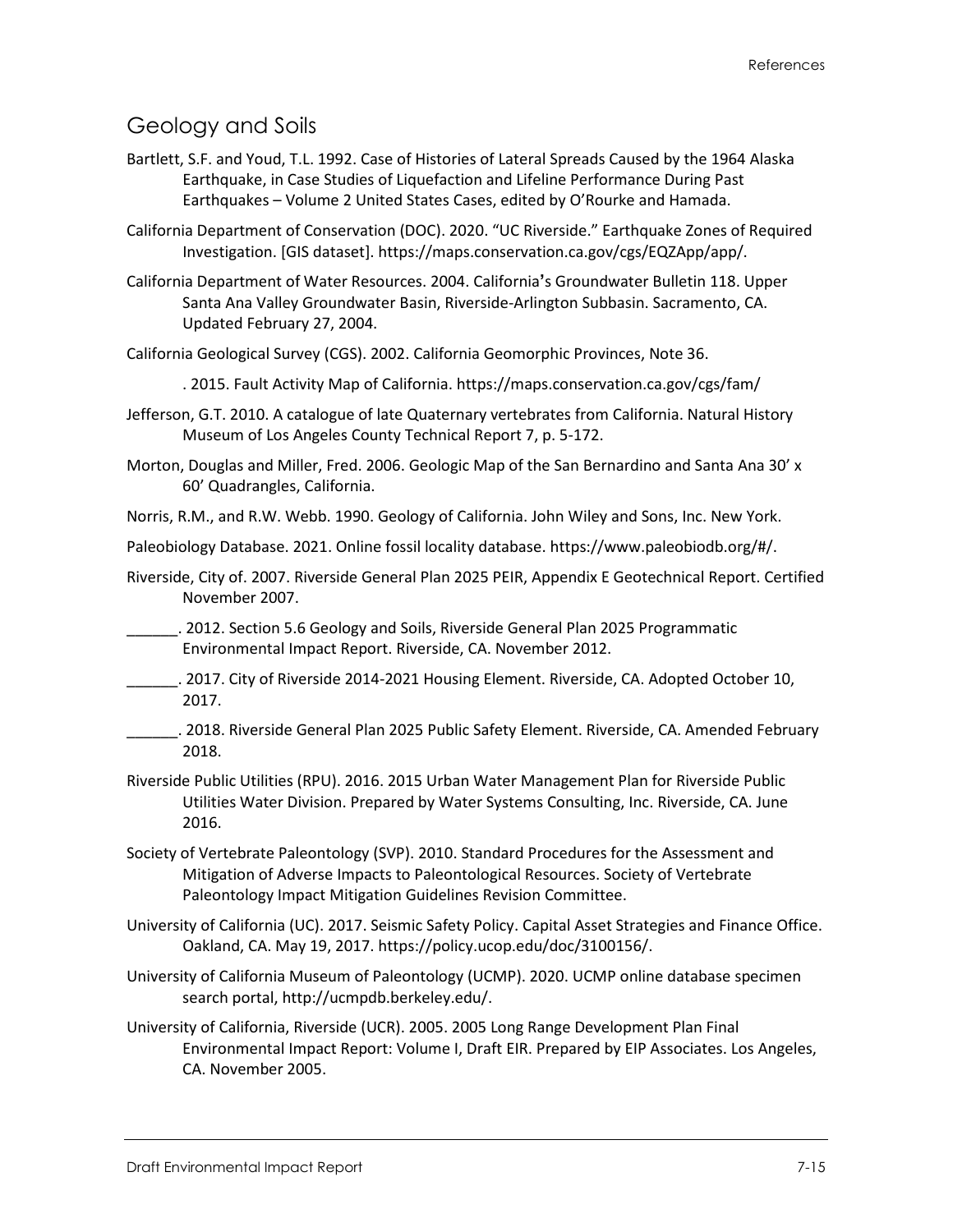## Geology and Soils

Bartlett, S.F. and Youd, T.L. 1992. Case of Histories of Lateral Spreads Caused by the 1964 Alaska Earthquake, in Case Studies of Liquefaction and Lifeline Performance During Past Earthquakes – Volume 2 United States Cases, edited by O'Rourke and Hamada.

California Department of Conservation (DOC). 2020. "UC Riverside." Earthquake Zones of Required Investigation. [GIS dataset]. https://maps.conservation.ca.gov/cgs/EQZApp/app/.

California Department of Water Resources. 2004. California's Groundwater Bulletin 118. Upper Santa Ana Valley Groundwater Basin, Riverside-Arlington Subbasin. Sacramento, CA. Updated February 27, 2004.

California Geological Survey (CGS). 2002. California Geomorphic Provinces, Note 36.

. 2015. Fault Activity Map of California. https://maps.conservation.ca.gov/cgs/fam/

Jefferson, G.T. 2010. A catalogue of late Quaternary vertebrates from California. Natural History Museum of Los Angeles County Technical Report 7, p. 5-172.

Morton, Douglas and Miller, Fred. 2006. Geologic Map of the San Bernardino and Santa Ana 30' x 60' Quadrangles, California.

Norris, R.M., and R.W. Webb. 1990. Geology of California. John Wiley and Sons, Inc. New York.

Paleobiology Database. 2021. Online fossil locality database. https://www.paleobiodb.org/#/.

Riverside, City of. 2007. Riverside General Plan 2025 PEIR, Appendix E Geotechnical Report. Certified November 2007.

______. 2012. Section 5.6 Geology and Soils, Riverside General Plan 2025 Programmatic Environmental Impact Report. Riverside, CA. November 2012.

______. 2017. City of Riverside 2014-2021 Housing Element. Riverside, CA. Adopted October 10, 2017.

______. 2018. Riverside General Plan 2025 Public Safety Element. Riverside, CA. Amended February 2018.

Riverside Public Utilities (RPU). 2016. 2015 Urban Water Management Plan for Riverside Public Utilities Water Division. Prepared by Water Systems Consulting, Inc. Riverside, CA. June 2016.

Society of Vertebrate Paleontology (SVP). 2010. Standard Procedures for the Assessment and Mitigation of Adverse Impacts to Paleontological Resources. Society of Vertebrate Paleontology Impact Mitigation Guidelines Revision Committee.

University of California (UC). 2017. Seismic Safety Policy. Capital Asset Strategies and Finance Office. Oakland, CA. May 19, 2017. https://policy.ucop.edu/doc/3100156/.

University of California Museum of Paleontology (UCMP). 2020. UCMP online database specimen search portal, http://ucmpdb.berkeley.edu/.

University of California, Riverside (UCR). 2005. 2005 Long Range Development Plan Final Environmental Impact Report: Volume I, Draft EIR. Prepared by EIP Associates. Los Angeles, CA. November 2005.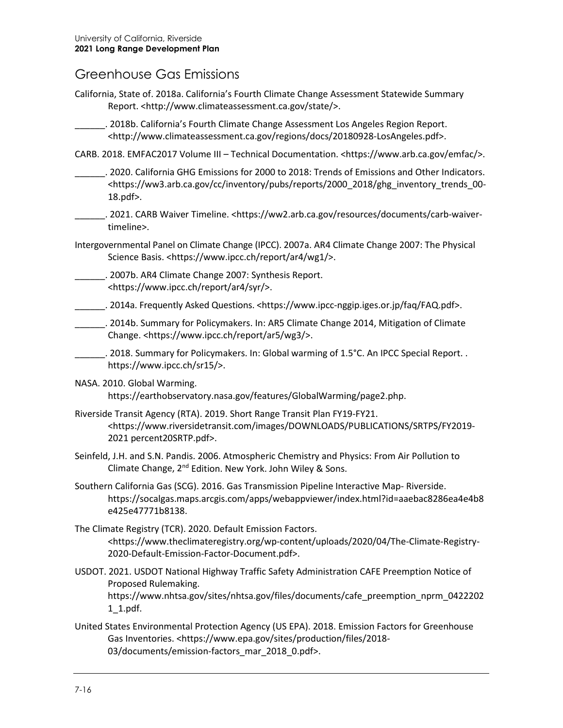## Greenhouse Gas Emissions

California, State of. 2018a. California's Fourth Climate Change Assessment Statewide Summary Report. <http://www.climateassessment.ca.gov/state/>.

______. 2018b. California's Fourth Climate Change Assessment Los Angeles Region Report. <http://www.climateassessment.ca.gov/regions/docs/20180928-LosAngeles.pdf>.

CARB. 2018. EMFAC2017 Volume III – Technical Documentation. <https://www.arb.ca.gov/emfac/>.

______. 2020. California GHG Emissions for 2000 to 2018: Trends of Emissions and Other Indicators. <https://ww3.arb.ca.gov/cc/inventory/pubs/reports/2000_2018/ghg_inventory_trends_00-18.pdf>.

______. 2021. CARB Waiver Timeline. <https://ww2.arb.ca.gov/resources/documents/carb-waiver-timeline>.

Intergovernmental Panel on Climate Change (IPCC). 2007a. AR4 Climate Change 2007: The Physical Science Basis. <https://www.ipcc.ch/report/ar4/wg1/>.

______. 2007b. AR4 Climate Change 2007: Synthesis Report. <https://www.ipcc.ch/report/ar4/syr/>.

______. 2014a. Frequently Asked Questions. <https://www.ipcc-nggip.iges.or.jp/faq/FAQ.pdf>.

______. 2014b. Summary for Policymakers. In: AR5 Climate Change 2014, Mitigation of Climate Change. <https://www.ipcc.ch/report/ar5/wg3/>.

______. 2018. Summary for Policymakers. In: Global warming of 1.5°C. An IPCC Special Report. . https://www.ipcc.ch/sr15/>.

NASA. 2010. Global Warming. https://earthobservatory.nasa.gov/features/GlobalWarming/page2.php.

Riverside Transit Agency (RTA). 2019. Short Range Transit Plan FY19-FY21. <https://www.riversidetransit.com/images/DOWNLOADS/PUBLICATIONS/SRTPS/FY2019-2021 percent20SRTP.pdf>.

Seinfeld, J.H. and S.N. Pandis. 2006. Atmospheric Chemistry and Physics: From Air Pollution to Climate Change, 2nd Edition. New York. John Wiley & Sons.

Southern California Gas (SCG). 2016. Gas Transmission Pipeline Interactive Map- Riverside. https://socalgas.maps.arcgis.com/apps/webappviewer/index.html?id=aaebac8286ea4e4b8e425e47771b8138.

The Climate Registry (TCR). 2020. Default Emission Factors. <https://www.theclimateregistry.org/wp-content/uploads/2020/04/The-Climate-Registry-2020-Default-Emission-Factor-Document.pdf>.

USDOT. 2021. USDOT National Highway Traffic Safety Administration CAFE Preemption Notice of Proposed Rulemaking. https://www.nhtsa.gov/sites/nhtsa.gov/files/documents/cafe_preemption_nprm_04222021_1.pdf.

United States Environmental Protection Agency (US EPA). 2018. Emission Factors for Greenhouse Gas Inventories. <https://www.epa.gov/sites/production/files/2018-03/documents/emission-factors_mar_2018_0.pdf>.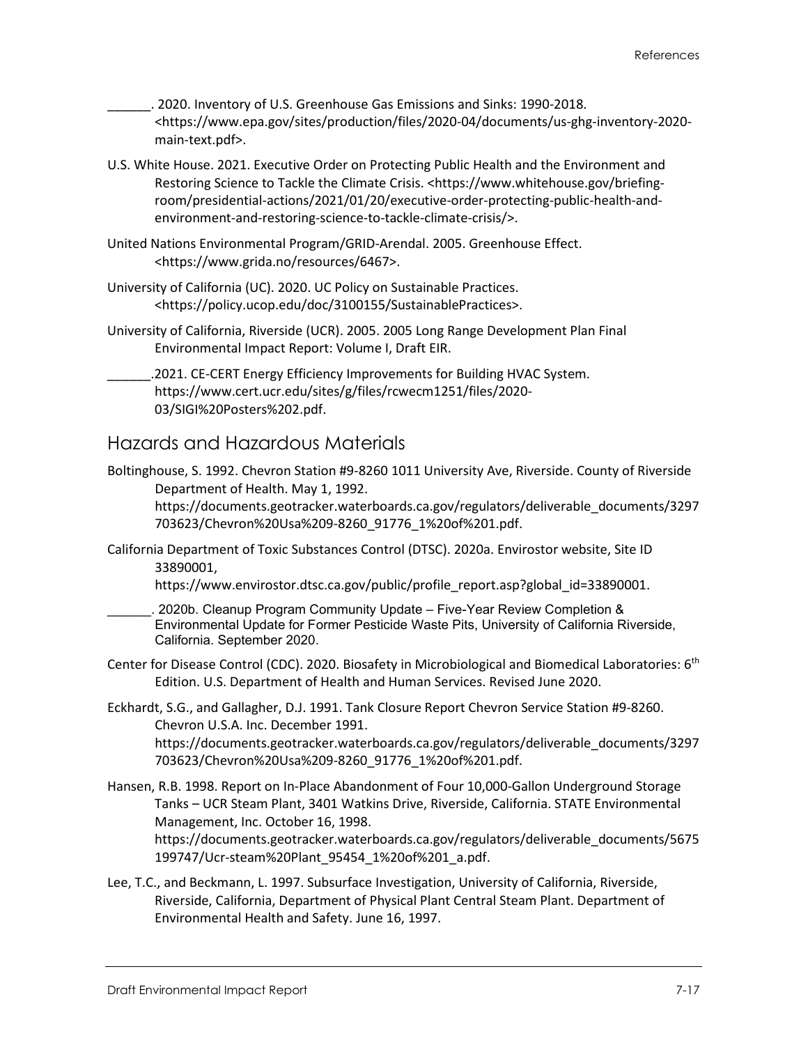______. 2020. Inventory of U.S. Greenhouse Gas Emissions and Sinks: 1990-2018. <https://www.epa.gov/sites/production/files/2020-04/documents/us-ghg-inventory-2020-main-text.pdf>.

U.S. White House. 2021. Executive Order on Protecting Public Health and the Environment and Restoring Science to Tackle the Climate Crisis. <https://www.whitehouse.gov/briefing-room/presidential-actions/2021/01/20/executive-order-protecting-public-health-and-environment-and-restoring-science-to-tackle-climate-crisis/>.

United Nations Environmental Program/GRID-Arendal. 2005. Greenhouse Effect. <https://www.grida.no/resources/6467>.

University of California (UC). 2020. UC Policy on Sustainable Practices. <https://policy.ucop.edu/doc/3100155/SustainablePractices>.

University of California, Riverside (UCR). 2005. 2005 Long Range Development Plan Final Environmental Impact Report: Volume I, Draft EIR.

______.2021. CE-CERT Energy Efficiency Improvements for Building HVAC System. https://www.cert.ucr.edu/sites/g/files/rcwecm1251/files/2020-03/SIGI%20Posters%202.pdf.

## Hazards and Hazardous Materials

Boltinghouse, S. 1992. Chevron Station #9-8260 1011 University Ave, Riverside. County of Riverside Department of Health. May 1, 1992. https://documents.geotracker.waterboards.ca.gov/regulators/deliverable_documents/3297703623/Chevron%20Usa%209-8260_91776_1%20of%201.pdf.

California Department of Toxic Substances Control (DTSC). 2020a. Envirostor website, Site ID 33890001, https://www.envirostor.dtsc.ca.gov/public/profile_report.asp?global_id=33890001.

______. 2020b. Cleanup Program Community Update – Five-Year Review Completion & Environmental Update for Former Pesticide Waste Pits, University of California Riverside, California. September 2020.

Center for Disease Control (CDC). 2020. Biosafety in Microbiological and Biomedical Laboratories: 6th Edition. U.S. Department of Health and Human Services. Revised June 2020.

Eckhardt, S.G., and Gallagher, D.J. 1991. Tank Closure Report Chevron Service Station #9-8260. Chevron U.S.A. Inc. December 1991. https://documents.geotracker.waterboards.ca.gov/regulators/deliverable_documents/3297703623/Chevron%20Usa%209-8260_91776_1%20of%201.pdf.

Hansen, R.B. 1998. Report on In-Place Abandonment of Four 10,000-Gallon Underground Storage Tanks – UCR Steam Plant, 3401 Watkins Drive, Riverside, California. STATE Environmental Management, Inc. October 16, 1998. https://documents.geotracker.waterboards.ca.gov/regulators/deliverable_documents/5675199747/Ucr-steam%20Plant_95454_1%20of%201_a.pdf.

Lee, T.C., and Beckmann, L. 1997. Subsurface Investigation, University of California, Riverside, Riverside, California, Department of Physical Plant Central Steam Plant. Department of Environmental Health and Safety. June 16, 1997.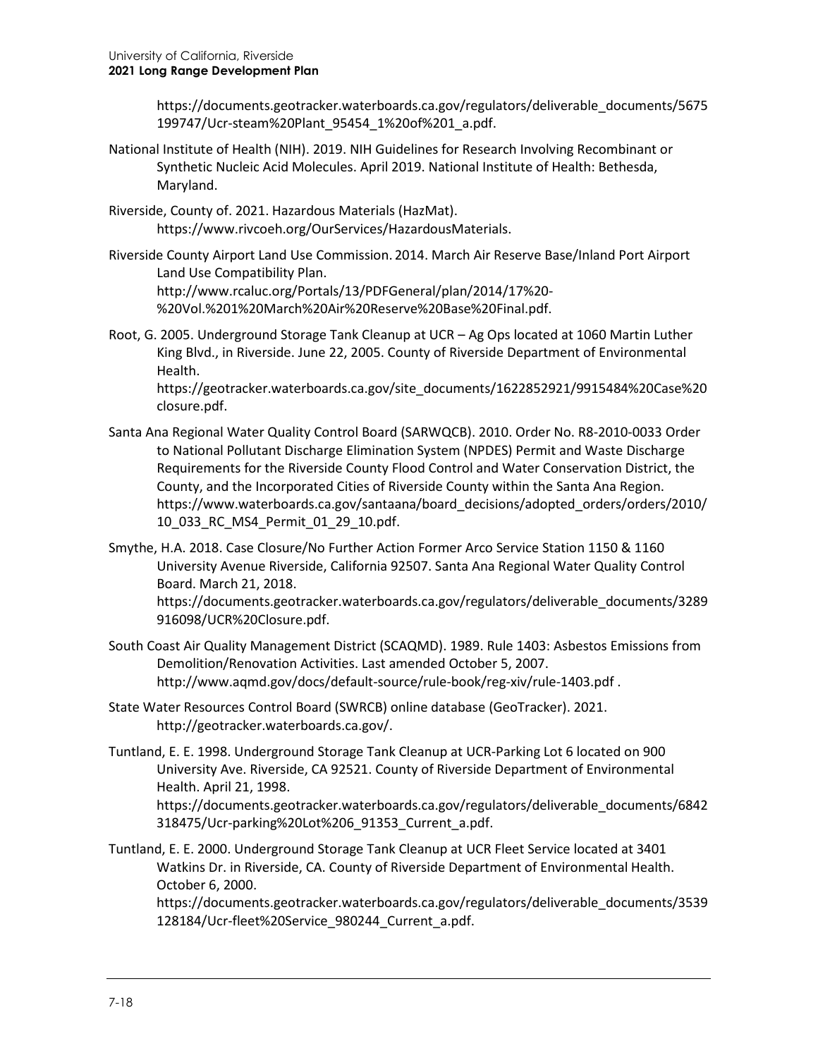https://documents.geotracker.waterboards.ca.gov/regulators/deliverable_documents/5675199747/Ucr-steam%20Plant_95454_1%20of%201_a.pdf.

National Institute of Health (NIH). 2019. NIH Guidelines for Research Involving Recombinant or Synthetic Nucleic Acid Molecules. April 2019. National Institute of Health: Bethesda, Maryland.

Riverside, County of. 2021. Hazardous Materials (HazMat). https://www.rivcoeh.org/OurServices/HazardousMaterials.

Riverside County Airport Land Use Commission. 2014. March Air Reserve Base/Inland Port Airport Land Use Compatibility Plan. http://www.rcaluc.org/Portals/13/PDFGeneral/plan/2014/17%20-%20Vol.%201%20March%20Air%20Reserve%20Base%20Final.pdf.

Root, G. 2005. Underground Storage Tank Cleanup at UCR – Ag Ops located at 1060 Martin Luther King Blvd., in Riverside. June 22, 2005. County of Riverside Department of Environmental Health. https://geotracker.waterboards.ca.gov/site_documents/1622852921/9915484%20Case%20closure.pdf.

Santa Ana Regional Water Quality Control Board (SARWQCB). 2010. Order No. R8-2010-0033 Order to National Pollutant Discharge Elimination System (NPDES) Permit and Waste Discharge Requirements for the Riverside County Flood Control and Water Conservation District, the County, and the Incorporated Cities of Riverside County within the Santa Ana Region. https://www.waterboards.ca.gov/santaana/board_decisions/adopted_orders/orders/2010/10_033_RC_MS4_Permit_01_29_10.pdf.

Smythe, H.A. 2018. Case Closure/No Further Action Former Arco Service Station 1150 & 1160 University Avenue Riverside, California 92507. Santa Ana Regional Water Quality Control Board. March 21, 2018. https://documents.geotracker.waterboards.ca.gov/regulators/deliverable_documents/3289916098/UCR%20Closure.pdf.

South Coast Air Quality Management District (SCAQMD). 1989. Rule 1403: Asbestos Emissions from Demolition/Renovation Activities. Last amended October 5, 2007. http://www.aqmd.gov/docs/default-source/rule-book/reg-xiv/rule-1403.pdf .

State Water Resources Control Board (SWRCB) online database (GeoTracker). 2021. http://geotracker.waterboards.ca.gov/.

Tuntland, E. E. 1998. Underground Storage Tank Cleanup at UCR-Parking Lot 6 located on 900 University Ave. Riverside, CA 92521. County of Riverside Department of Environmental Health. April 21, 1998. https://documents.geotracker.waterboards.ca.gov/regulators/deliverable_documents/6842318475/Ucr-parking%20Lot%206_91353_Current_a.pdf.

Tuntland, E. E. 2000. Underground Storage Tank Cleanup at UCR Fleet Service located at 3401 Watkins Dr. in Riverside, CA. County of Riverside Department of Environmental Health. October 6, 2000. https://documents.geotracker.waterboards.ca.gov/regulators/deliverable_documents/3539128184/Ucr-fleet%20Service_980244_Current_a.pdf.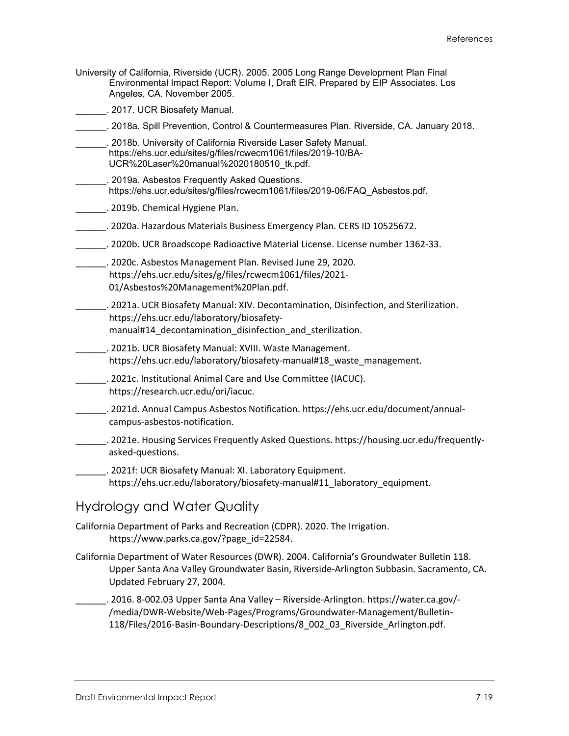University of California, Riverside (UCR). 2005. 2005 Long Range Development Plan Final Environmental Impact Report: Volume I, Draft EIR. Prepared by EIP Associates. Los Angeles, CA. November 2005.

______. 2017. UCR Biosafety Manual.

______. 2018a. Spill Prevention, Control & Countermeasures Plan. Riverside, CA. January 2018.

______. 2018b. University of California Riverside Laser Safety Manual. https://ehs.ucr.edu/sites/g/files/rcwecm1061/files/2019-10/BA-UCR%20Laser%20manual%2020180510_tk.pdf.

______. 2019a. Asbestos Frequently Asked Questions. https://ehs.ucr.edu/sites/g/files/rcwecm1061/files/2019-06/FAQ_Asbestos.pdf.

______. 2019b. Chemical Hygiene Plan.

______. 2020a. Hazardous Materials Business Emergency Plan. CERS ID 10525672.

______. 2020b. UCR Broadscope Radioactive Material License. License number 1362-33.

______. 2020c. Asbestos Management Plan. Revised June 29, 2020. https://ehs.ucr.edu/sites/g/files/rcwecm1061/files/2021-01/Asbestos%20Management%20Plan.pdf.

______. 2021a. UCR Biosafety Manual: XIV. Decontamination, Disinfection, and Sterilization. https://ehs.ucr.edu/laboratory/biosafety-manual#14_decontamination_disinfection_and_sterilization.

______. 2021b. UCR Biosafety Manual: XVIII. Waste Management. https://ehs.ucr.edu/laboratory/biosafety-manual#18_waste_management.

______. 2021c. Institutional Animal Care and Use Committee (IACUC). https://research.ucr.edu/ori/iacuc.

______. 2021d. Annual Campus Asbestos Notification. https://ehs.ucr.edu/document/annual-campus-asbestos-notification.

______. 2021e. Housing Services Frequently Asked Questions. https://housing.ucr.edu/frequently-asked-questions.

______. 2021f: UCR Biosafety Manual: XI. Laboratory Equipment. https://ehs.ucr.edu/laboratory/biosafety-manual#11_laboratory_equipment.

## Hydrology and Water Quality

California Department of Parks and Recreation (CDPR). 2020. The Irrigation. https://www.parks.ca.gov/?page_id=22584.

California Department of Water Resources (DWR). 2004. California's Groundwater Bulletin 118. Upper Santa Ana Valley Groundwater Basin, Riverside-Arlington Subbasin. Sacramento, CA. Updated February 27, 2004.

______. 2016. 8-002.03 Upper Santa Ana Valley – Riverside-Arlington. https://water.ca.gov/-/media/DWR-Website/Web-Pages/Programs/Groundwater-Management/Bulletin-118/Files/2016-Basin-Boundary-Descriptions/8_002_03_Riverside_Arlington.pdf.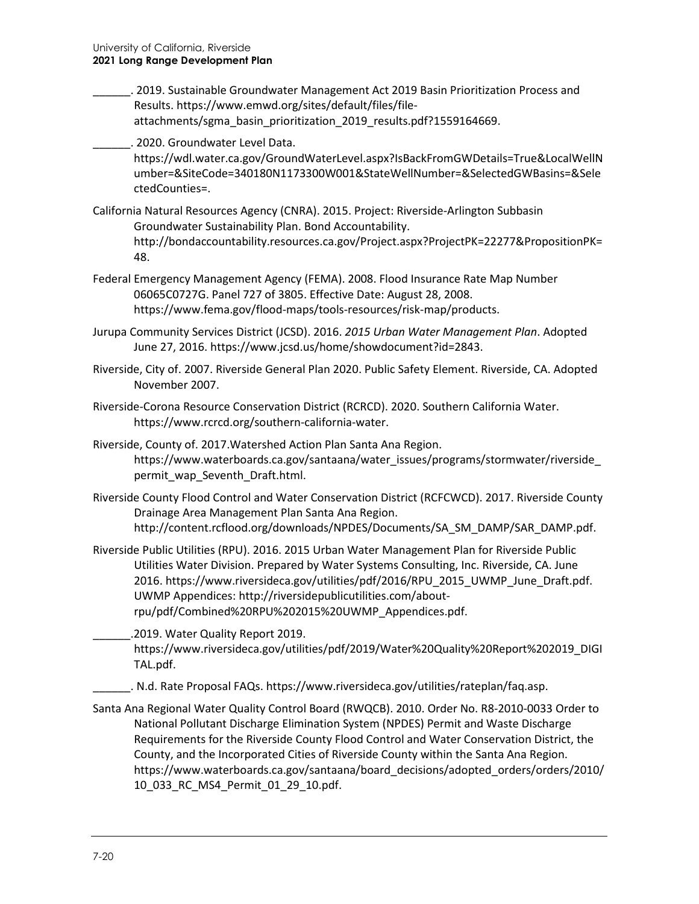______. 2019. Sustainable Groundwater Management Act 2019 Basin Prioritization Process and Results. https://www.emwd.org/sites/default/files/file-attachments/sgma_basin_prioritization_2019_results.pdf?1559164669.

______. 2020. Groundwater Level Data. https://wdl.water.ca.gov/GroundWaterLevel.aspx?IsBackFromGWDetails=True&LocalWellNumber=&SiteCode=340180N1173300W001&StateWellNumber=&SelectedGWBasins=&SelectedCounties=.

California Natural Resources Agency (CNRA). 2015. Project: Riverside-Arlington Subbasin Groundwater Sustainability Plan. Bond Accountability. http://bondaccountability.resources.ca.gov/Project.aspx?ProjectPK=22277&PropositionPK=48.

Federal Emergency Management Agency (FEMA). 2008. Flood Insurance Rate Map Number 06065C0727G. Panel 727 of 3805. Effective Date: August 28, 2008. https://www.fema.gov/flood-maps/tools-resources/risk-map/products.

Jurupa Community Services District (JCSD). 2016. *2015 Urban Water Management Plan*. Adopted June 27, 2016. https://www.jcsd.us/home/showdocument?id=2843.

Riverside, City of. 2007. Riverside General Plan 2020. Public Safety Element. Riverside, CA. Adopted November 2007.

Riverside-Corona Resource Conservation District (RCRCD). 2020. Southern California Water. https://www.rcrcd.org/southern-california-water.

Riverside, County of. 2017.Watershed Action Plan Santa Ana Region. https://www.waterboards.ca.gov/santaana/water_issues/programs/stormwater/riverside_permit_wap_Seventh_Draft.html.

Riverside County Flood Control and Water Conservation District (RCFCWCD). 2017. Riverside County Drainage Area Management Plan Santa Ana Region. http://content.rcflood.org/downloads/NPDES/Documents/SA_SM_DAMP/SAR_DAMP.pdf.

Riverside Public Utilities (RPU). 2016. 2015 Urban Water Management Plan for Riverside Public Utilities Water Division. Prepared by Water Systems Consulting, Inc. Riverside, CA. June 2016. https://www.riversideca.gov/utilities/pdf/2016/RPU_2015_UWMP_June_Draft.pdf. UWMP Appendices: http://riversidepublicutilities.com/about-rpu/pdf/Combined%20RPU%202015%20UWMP_Appendices.pdf.

______.2019. Water Quality Report 2019. https://www.riversideca.gov/utilities/pdf/2019/Water%20Quality%20Report%202019_DIGITAL.pdf.

______. N.d. Rate Proposal FAQs. https://www.riversideca.gov/utilities/rateplan/faq.asp.

Santa Ana Regional Water Quality Control Board (RWQCB). 2010. Order No. R8-2010-0033 Order to National Pollutant Discharge Elimination System (NPDES) Permit and Waste Discharge Requirements for the Riverside County Flood Control and Water Conservation District, the County, and the Incorporated Cities of Riverside County within the Santa Ana Region. https://www.waterboards.ca.gov/santaana/board_decisions/adopted_orders/orders/2010/10_033_RC_MS4_Permit_01_29_10.pdf.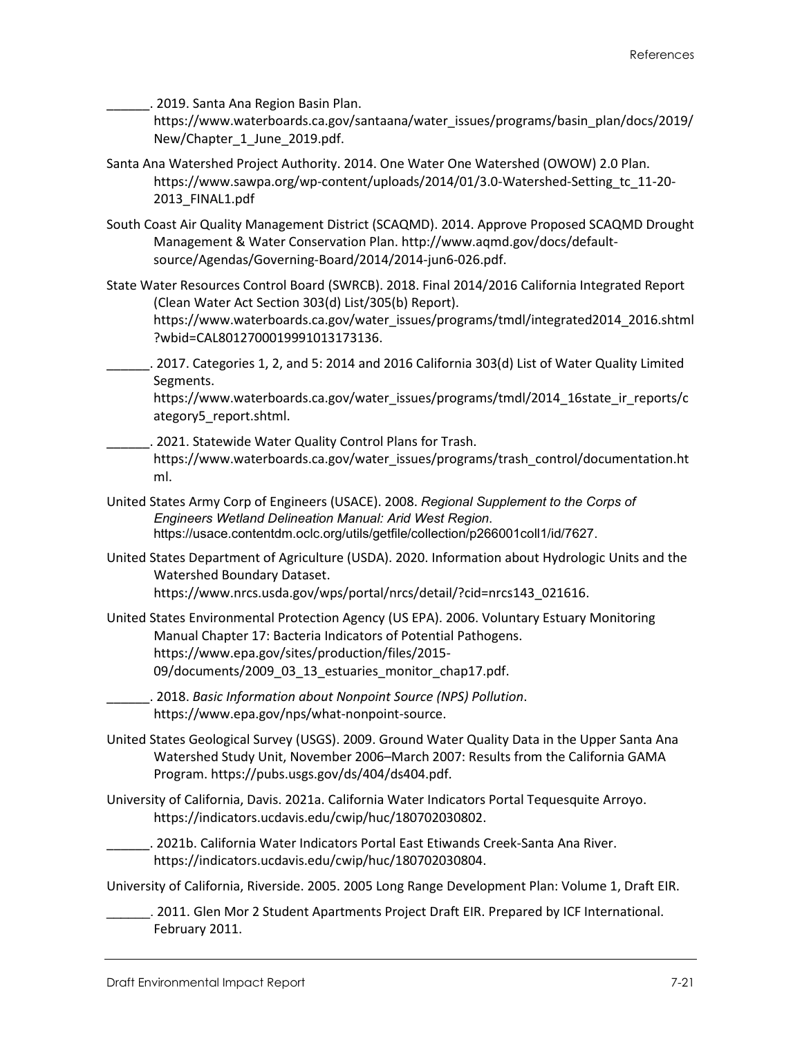______. 2019. Santa Ana Region Basin Plan. https://www.waterboards.ca.gov/santaana/water_issues/programs/basin_plan/docs/2019/New/Chapter_1_June_2019.pdf.

Santa Ana Watershed Project Authority. 2014. One Water One Watershed (OWOW) 2.0 Plan. https://www.sawpa.org/wp-content/uploads/2014/01/3.0-Watershed-Setting_tc_11-20-2013_FINAL1.pdf

South Coast Air Quality Management District (SCAQMD). 2014. Approve Proposed SCAQMD Drought Management & Water Conservation Plan. http://www.aqmd.gov/docs/default-source/Agendas/Governing-Board/2014/2014-jun6-026.pdf.

State Water Resources Control Board (SWRCB). 2018. Final 2014/2016 California Integrated Report (Clean Water Act Section 303(d) List/305(b) Report). https://www.waterboards.ca.gov/water_issues/programs/tmdl/integrated2014_2016.shtml?wbid=CAL8012700019991013173136.

______. 2017. Categories 1, 2, and 5: 2014 and 2016 California 303(d) List of Water Quality Limited Segments. https://www.waterboards.ca.gov/water_issues/programs/tmdl/2014_16state_ir_reports/category5_report.shtml.

______. 2021. Statewide Water Quality Control Plans for Trash. https://www.waterboards.ca.gov/water_issues/programs/trash_control/documentation.html.

United States Army Corp of Engineers (USACE). 2008. *Regional Supplement to the Corps of Engineers Wetland Delineation Manual: Arid West Region*. https://usace.contentdm.oclc.org/utils/getfile/collection/p266001coll1/id/7627.

United States Department of Agriculture (USDA). 2020. Information about Hydrologic Units and the Watershed Boundary Dataset. https://www.nrcs.usda.gov/wps/portal/nrcs/detail/?cid=nrcs143_021616.

United States Environmental Protection Agency (US EPA). 2006. Voluntary Estuary Monitoring Manual Chapter 17: Bacteria Indicators of Potential Pathogens. https://www.epa.gov/sites/production/files/2015-09/documents/2009_03_13_estuaries_monitor_chap17.pdf.

______. 2018. *Basic Information about Nonpoint Source (NPS) Pollution*. https://www.epa.gov/nps/what-nonpoint-source.

United States Geological Survey (USGS). 2009. Ground Water Quality Data in the Upper Santa Ana Watershed Study Unit, November 2006–March 2007: Results from the California GAMA Program. https://pubs.usgs.gov/ds/404/ds404.pdf.

University of California, Davis. 2021a. California Water Indicators Portal Tequesquite Arroyo. https://indicators.ucdavis.edu/cwip/huc/180702030802.

______. 2021b. California Water Indicators Portal East Etiwands Creek-Santa Ana River. https://indicators.ucdavis.edu/cwip/huc/180702030804.

University of California, Riverside. 2005. 2005 Long Range Development Plan: Volume 1, Draft EIR.

______. 2011. Glen Mor 2 Student Apartments Project Draft EIR. Prepared by ICF International. February 2011.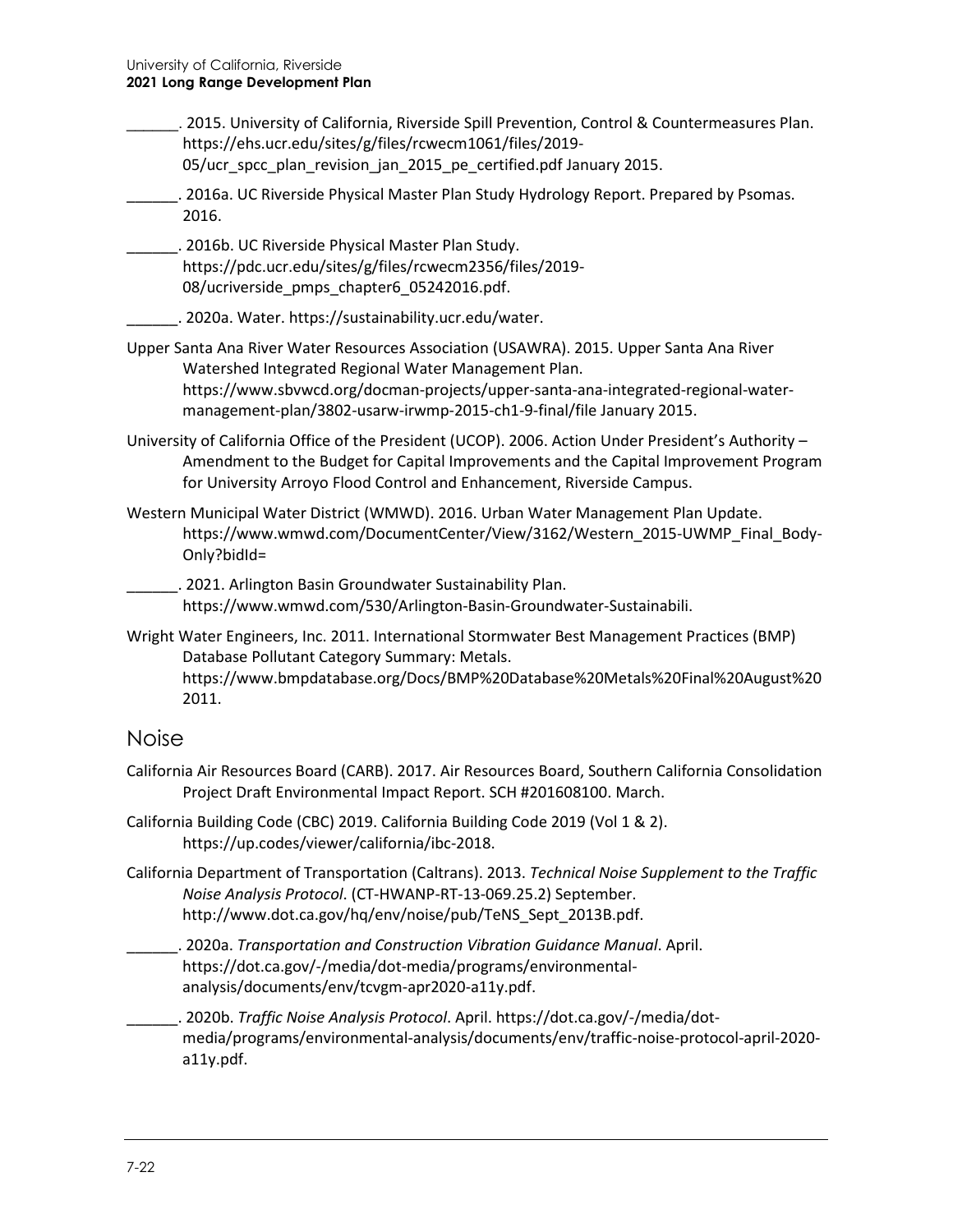______. 2015. University of California, Riverside Spill Prevention, Control & Countermeasures Plan. https://ehs.ucr.edu/sites/g/files/rcwecm1061/files/2019-05/ucr_spcc_plan_revision_jan_2015_pe_certified.pdf January 2015.

______. 2016a. UC Riverside Physical Master Plan Study Hydrology Report. Prepared by Psomas. 2016.

______. 2016b. UC Riverside Physical Master Plan Study. https://pdc.ucr.edu/sites/g/files/rcwecm2356/files/2019-08/ucriverside_pmps_chapter6_05242016.pdf.

______. 2020a. Water. https://sustainability.ucr.edu/water.

Upper Santa Ana River Water Resources Association (USAWRA). 2015. Upper Santa Ana River Watershed Integrated Regional Water Management Plan. https://www.sbvwcd.org/docman-projects/upper-santa-ana-integrated-regional-water-management-plan/3802-usarw-irwmp-2015-ch1-9-final/file January 2015.

University of California Office of the President (UCOP). 2006. Action Under President's Authority – Amendment to the Budget for Capital Improvements and the Capital Improvement Program for University Arroyo Flood Control and Enhancement, Riverside Campus.

Western Municipal Water District (WMWD). 2016. Urban Water Management Plan Update. https://www.wmwd.com/DocumentCenter/View/3162/Western_2015-UWMP_Final_Body-Only?bidId=

______. 2021. Arlington Basin Groundwater Sustainability Plan. https://www.wmwd.com/530/Arlington-Basin-Groundwater-Sustainabili.

Wright Water Engineers, Inc. 2011. International Stormwater Best Management Practices (BMP) Database Pollutant Category Summary: Metals. https://www.bmpdatabase.org/Docs/BMP%20Database%20Metals%20Final%20August%202011.

## Noise

California Air Resources Board (CARB). 2017. Air Resources Board, Southern California Consolidation Project Draft Environmental Impact Report. SCH #201608100. March.

California Building Code (CBC) 2019. California Building Code 2019 (Vol 1 & 2). https://up.codes/viewer/california/ibc-2018.

California Department of Transportation (Caltrans). 2013. *Technical Noise Supplement to the Traffic Noise Analysis Protocol*. (CT-HWANP-RT-13-069.25.2) September. http://www.dot.ca.gov/hq/env/noise/pub/TeNS_Sept_2013B.pdf.

______. 2020a. *Transportation and Construction Vibration Guidance Manual*. April. https://dot.ca.gov/-/media/dot-media/programs/environmental-analysis/documents/env/tcvgm-apr2020-a11y.pdf.

______. 2020b. *Traffic Noise Analysis Protocol*. April. https://dot.ca.gov/-/media/dot-media/programs/environmental-analysis/documents/env/traffic-noise-protocol-april-2020-a11y.pdf.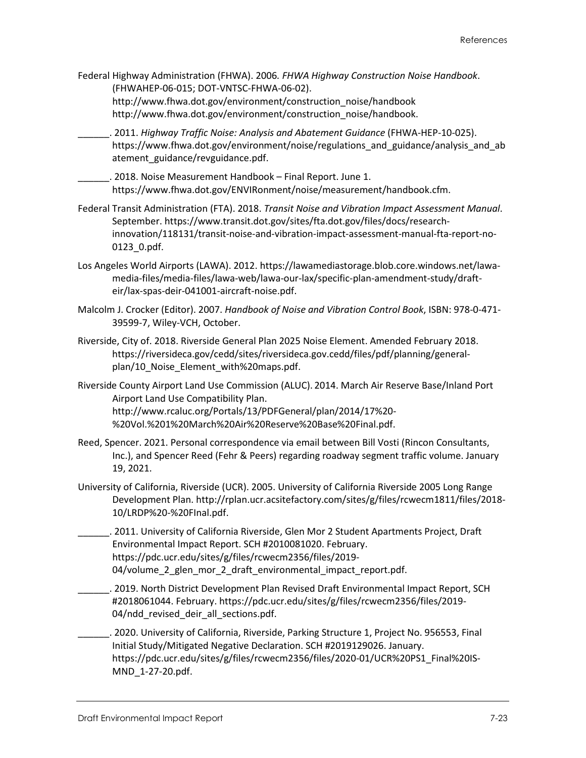Federal Highway Administration (FHWA). 2006. *FHWA Highway Construction Noise Handbook*. (FHWAHEP-06-015; DOT-VNTSC-FHWA-06-02). http://www.fhwa.dot.gov/environment/construction_noise/handbook http://www.fhwa.dot.gov/environment/construction_noise/handbook.

______. 2011. *Highway Traffic Noise: Analysis and Abatement Guidance* (FHWA-HEP-10-025). https://www.fhwa.dot.gov/environment/noise/regulations_and_guidance/analysis_and_abatement_guidance/revguidance.pdf.

______. 2018. Noise Measurement Handbook – Final Report. June 1. https://www.fhwa.dot.gov/ENVIRonment/noise/measurement/handbook.cfm.

Federal Transit Administration (FTA). 2018. *Transit Noise and Vibration Impact Assessment Manual*. September. https://www.transit.dot.gov/sites/fta.dot.gov/files/docs/research-innovation/118131/transit-noise-and-vibration-impact-assessment-manual-fta-report-no-0123_0.pdf.

Los Angeles World Airports (LAWA). 2012. https://lawamediastorage.blob.core.windows.net/lawa-media-files/media-files/lawa-web/lawa-our-lax/specific-plan-amendment-study/draft-eir/lax-spas-deir-041001-aircraft-noise.pdf.

Malcolm J. Crocker (Editor). 2007. *Handbook of Noise and Vibration Control Book*, ISBN: 978-0-471-39599-7, Wiley-VCH, October.

Riverside, City of. 2018. Riverside General Plan 2025 Noise Element. Amended February 2018. https://riversideca.gov/cedd/sites/riversideca.gov.cedd/files/pdf/planning/general-plan/10_Noise_Element_with%20maps.pdf.

Riverside County Airport Land Use Commission (ALUC). 2014. March Air Reserve Base/Inland Port Airport Land Use Compatibility Plan. http://www.rcaluc.org/Portals/13/PDFGeneral/plan/2014/17%20-%20Vol.%201%20March%20Air%20Reserve%20Base%20Final.pdf.

Reed, Spencer. 2021. Personal correspondence via email between Bill Vosti (Rincon Consultants, Inc.), and Spencer Reed (Fehr & Peers) regarding roadway segment traffic volume. January 19, 2021.

University of California, Riverside (UCR). 2005. University of California Riverside 2005 Long Range Development Plan. http://rplan.ucr.acsitefactory.com/sites/g/files/rcwecm1811/files/2018-10/LRDP%20-%20FInal.pdf.

______. 2011. University of California Riverside, Glen Mor 2 Student Apartments Project, Draft Environmental Impact Report. SCH #2010081020. February. https://pdc.ucr.edu/sites/g/files/rcwecm2356/files/2019-04/volume_2_glen_mor_2_draft_environmental_impact_report.pdf.

______. 2019. North District Development Plan Revised Draft Environmental Impact Report, SCH #2018061044. February. https://pdc.ucr.edu/sites/g/files/rcwecm2356/files/2019-04/ndd_revised_deir_all_sections.pdf.

______. 2020. University of California, Riverside, Parking Structure 1, Project No. 956553, Final Initial Study/Mitigated Negative Declaration. SCH #2019129026. January. https://pdc.ucr.edu/sites/g/files/rcwecm2356/files/2020-01/UCR%20PS1_Final%20IS-MND_1-27-20.pdf.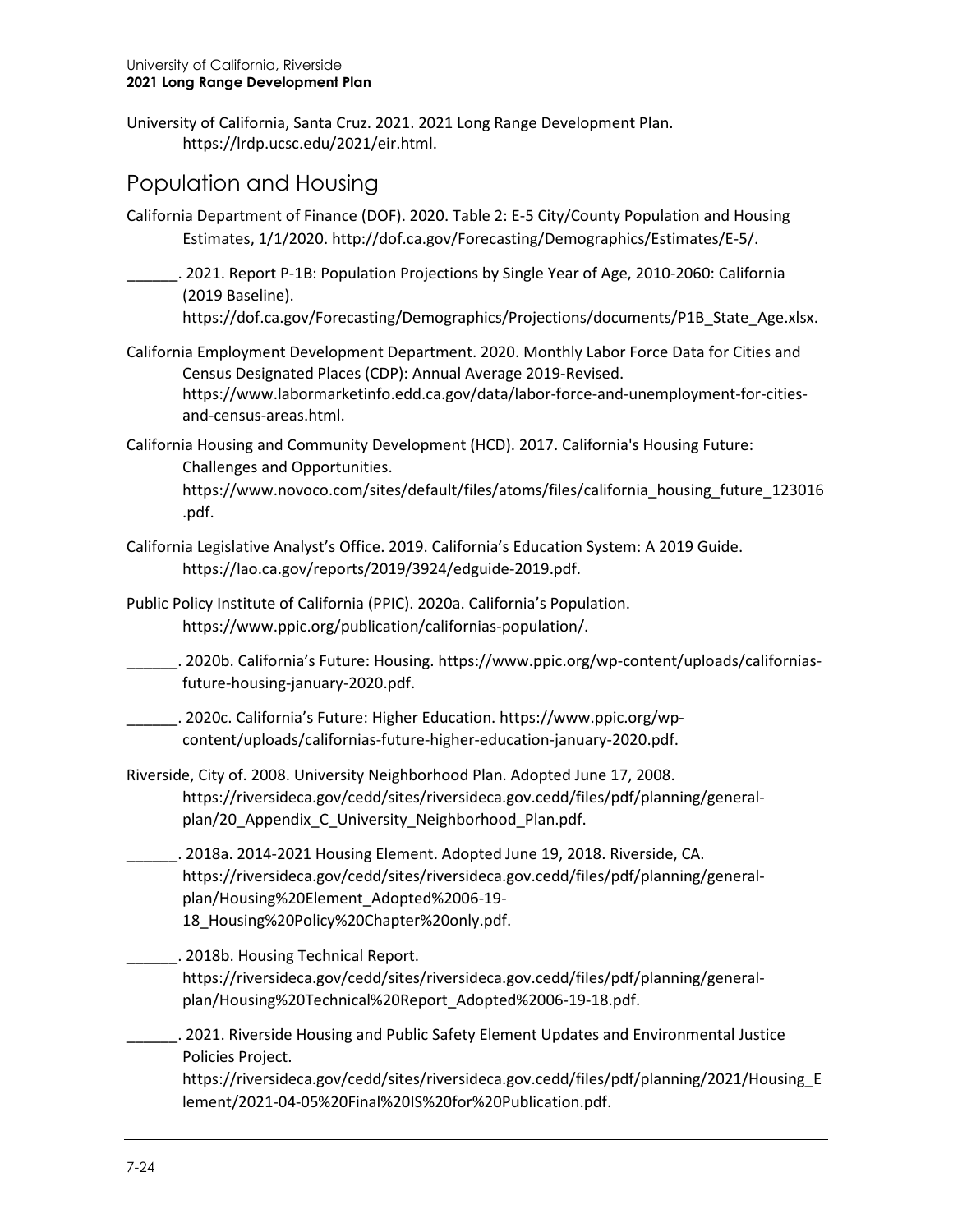University of California, Santa Cruz. 2021. 2021 Long Range Development Plan. https://lrdp.ucsc.edu/2021/eir.html.

## Population and Housing

California Department of Finance (DOF). 2020. Table 2: E-5 City/County Population and Housing Estimates, 1/1/2020. http://dof.ca.gov/Forecasting/Demographics/Estimates/E-5/.

______. 2021. Report P-1B: Population Projections by Single Year of Age, 2010-2060: California (2019 Baseline). https://dof.ca.gov/Forecasting/Demographics/Projections/documents/P1B_State_Age.xlsx.

California Employment Development Department. 2020. Monthly Labor Force Data for Cities and Census Designated Places (CDP): Annual Average 2019-Revised. https://www.labormarketinfo.edd.ca.gov/data/labor-force-and-unemployment-for-cities-and-census-areas.html.

California Housing and Community Development (HCD). 2017. California's Housing Future: Challenges and Opportunities. https://www.novoco.com/sites/default/files/atoms/files/california_housing_future_123016.pdf.

California Legislative Analyst's Office. 2019. California's Education System: A 2019 Guide. https://lao.ca.gov/reports/2019/3924/edguide-2019.pdf.

Public Policy Institute of California (PPIC). 2020a. California's Population. https://www.ppic.org/publication/californias-population/.

______. 2020b. California's Future: Housing. https://www.ppic.org/wp-content/uploads/californias-future-housing-january-2020.pdf.

______. 2020c. California's Future: Higher Education. https://www.ppic.org/wp-content/uploads/californias-future-higher-education-january-2020.pdf.

Riverside, City of. 2008. University Neighborhood Plan. Adopted June 17, 2008. https://riversideca.gov/cedd/sites/riversideca.gov.cedd/files/pdf/planning/general-plan/20_Appendix_C_University_Neighborhood_Plan.pdf.

______. 2018a. 2014-2021 Housing Element. Adopted June 19, 2018. Riverside, CA. https://riversideca.gov/cedd/sites/riversideca.gov.cedd/files/pdf/planning/general-plan/Housing%20Element_Adopted%2006-19-18_Housing%20Policy%20Chapter%20only.pdf.

______. 2018b. Housing Technical Report. https://riversideca.gov/cedd/sites/riversideca.gov.cedd/files/pdf/planning/general-plan/Housing%20Technical%20Report_Adopted%2006-19-18.pdf.

______. 2021. Riverside Housing and Public Safety Element Updates and Environmental Justice Policies Project. https://riversideca.gov/cedd/sites/riversideca.gov.cedd/files/pdf/planning/2021/Housing_Element/2021-04-05%20Final%20IS%20for%20Publication.pdf.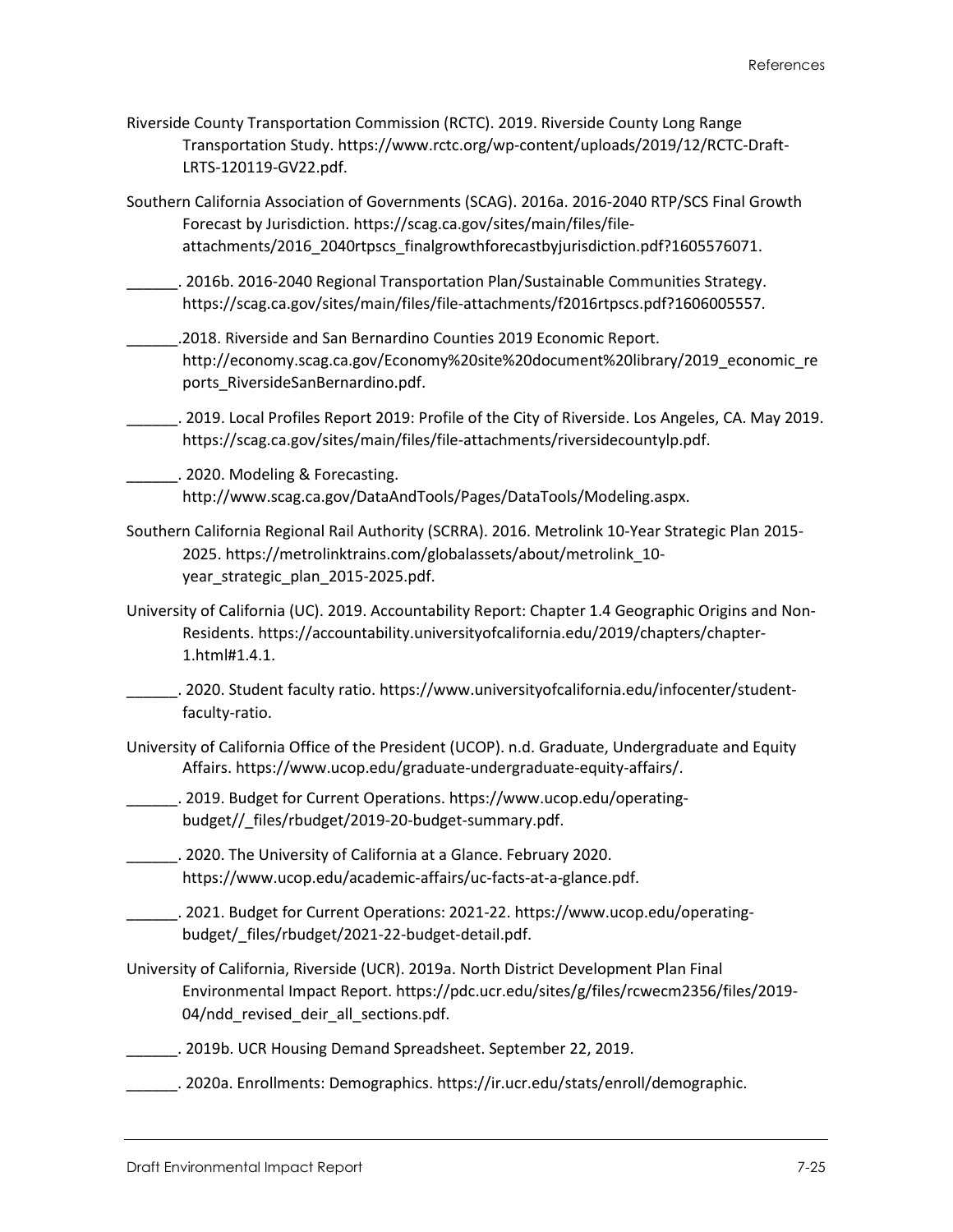Riverside County Transportation Commission (RCTC). 2019. Riverside County Long Range Transportation Study. https://www.rctc.org/wp-content/uploads/2019/12/RCTC-Draft-LRTS-120119-GV22.pdf.

Southern California Association of Governments (SCAG). 2016a. 2016-2040 RTP/SCS Final Growth Forecast by Jurisdiction. https://scag.ca.gov/sites/main/files/file-attachments/2016_2040rtpscs_finalgrowthforecastbyjurisdiction.pdf?1605576071.

______. 2016b. 2016-2040 Regional Transportation Plan/Sustainable Communities Strategy. https://scag.ca.gov/sites/main/files/file-attachments/f2016rtpscs.pdf?1606005557.

______.2018. Riverside and San Bernardino Counties 2019 Economic Report. http://economy.scag.ca.gov/Economy%20site%20document%20library/2019_economic_reports_RiversideSanBernardino.pdf.

______. 2019. Local Profiles Report 2019: Profile of the City of Riverside. Los Angeles, CA. May 2019. https://scag.ca.gov/sites/main/files/file-attachments/riversidecountylp.pdf.

______. 2020. Modeling & Forecasting. http://www.scag.ca.gov/DataAndTools/Pages/DataTools/Modeling.aspx.

Southern California Regional Rail Authority (SCRRA). 2016. Metrolink 10-Year Strategic Plan 2015-2025. https://metrolinktrains.com/globalassets/about/metrolink_10-year_strategic_plan_2015-2025.pdf.

University of California (UC). 2019. Accountability Report: Chapter 1.4 Geographic Origins and Non-Residents. https://accountability.universityofcalifornia.edu/2019/chapters/chapter-1.html#1.4.1.

______. 2020. Student faculty ratio. https://www.universityofcalifornia.edu/infocenter/student-faculty-ratio.

University of California Office of the President (UCOP). n.d. Graduate, Undergraduate and Equity Affairs. https://www.ucop.edu/graduate-undergraduate-equity-affairs/.

______. 2019. Budget for Current Operations. https://www.ucop.edu/operating-budget//_files/rbudget/2019-20-budget-summary.pdf.

______. 2020. The University of California at a Glance. February 2020. https://www.ucop.edu/academic-affairs/uc-facts-at-a-glance.pdf.

______. 2021. Budget for Current Operations: 2021-22. https://www.ucop.edu/operating-budget/_files/rbudget/2021-22-budget-detail.pdf.

University of California, Riverside (UCR). 2019a. North District Development Plan Final Environmental Impact Report. https://pdc.ucr.edu/sites/g/files/rcwecm2356/files/2019-04/ndd_revised_deir_all_sections.pdf.

______. 2019b. UCR Housing Demand Spreadsheet. September 22, 2019.

______. 2020a. Enrollments: Demographics. https://ir.ucr.edu/stats/enroll/demographic.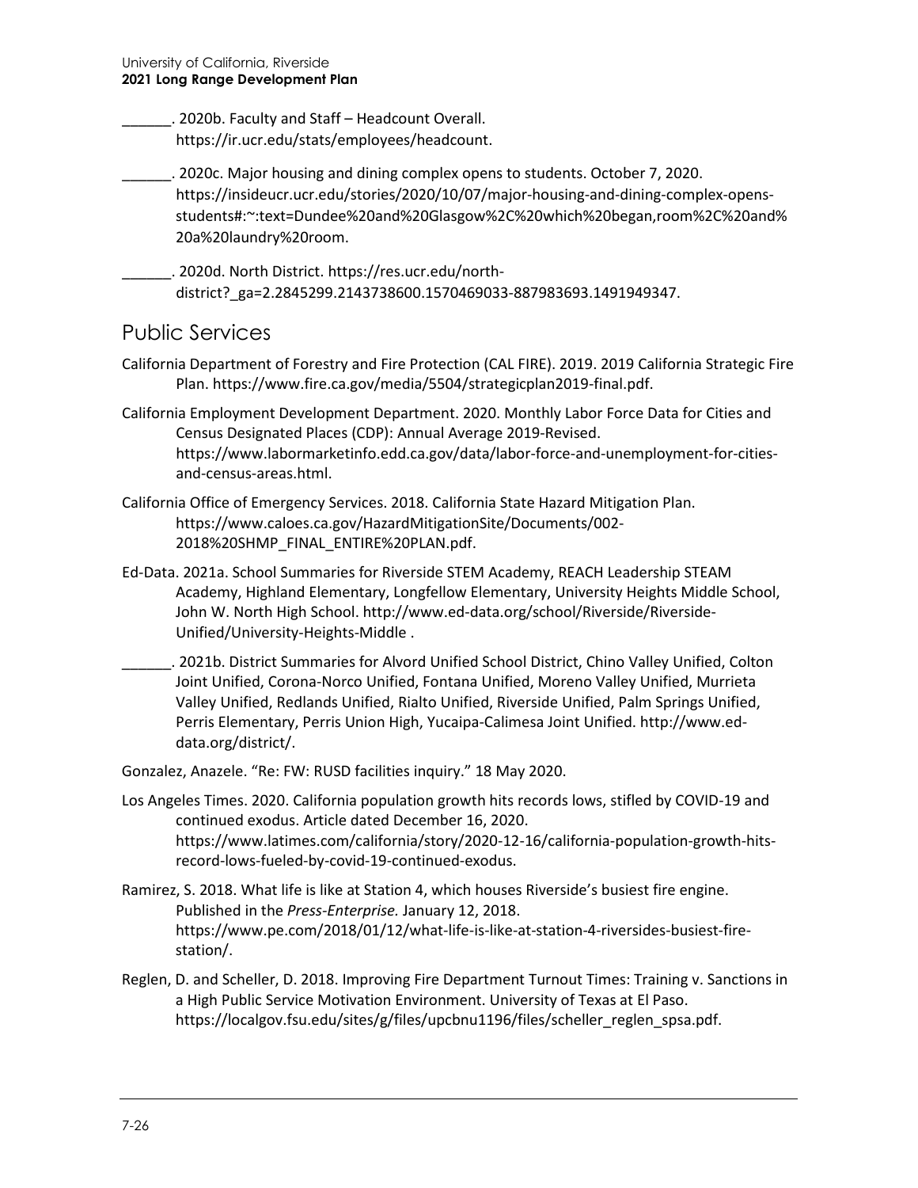______. 2020b. Faculty and Staff – Headcount Overall. https://ir.ucr.edu/stats/employees/headcount.

______. 2020c. Major housing and dining complex opens to students. October 7, 2020. https://insideucr.ucr.edu/stories/2020/10/07/major-housing-and-dining-complex-opens-students#:~:text=Dundee%20and%20Glasgow%2C%20which%20began,room%2C%20and%20a%20laundry%20room.

______. 2020d. North District. https://res.ucr.edu/north-district?_ga=2.2845299.2143738600.1570469033-887983693.1491949347.

## Public Services

California Department of Forestry and Fire Protection (CAL FIRE). 2019. 2019 California Strategic Fire Plan. https://www.fire.ca.gov/media/5504/strategicplan2019-final.pdf.

California Employment Development Department. 2020. Monthly Labor Force Data for Cities and Census Designated Places (CDP): Annual Average 2019-Revised. https://www.labormarketinfo.edd.ca.gov/data/labor-force-and-unemployment-for-cities-and-census-areas.html.

California Office of Emergency Services. 2018. California State Hazard Mitigation Plan. https://www.caloes.ca.gov/HazardMitigationSite/Documents/002-2018%20SHMP_FINAL_ENTIRE%20PLAN.pdf.

Ed-Data. 2021a. School Summaries for Riverside STEM Academy, REACH Leadership STEAM Academy, Highland Elementary, Longfellow Elementary, University Heights Middle School, John W. North High School. http://www.ed-data.org/school/Riverside/Riverside-Unified/University-Heights-Middle .

______. 2021b. District Summaries for Alvord Unified School District, Chino Valley Unified, Colton Joint Unified, Corona-Norco Unified, Fontana Unified, Moreno Valley Unified, Murrieta Valley Unified, Redlands Unified, Rialto Unified, Riverside Unified, Palm Springs Unified, Perris Elementary, Perris Union High, Yucaipa-Calimesa Joint Unified. http://www.ed-data.org/district/.

Gonzalez, Anazele. "Re: FW: RUSD facilities inquiry." 18 May 2020.

Los Angeles Times. 2020. California population growth hits records lows, stifled by COVID-19 and continued exodus. Article dated December 16, 2020. https://www.latimes.com/california/story/2020-12-16/california-population-growth-hits-record-lows-fueled-by-covid-19-continued-exodus.

Ramirez, S. 2018. What life is like at Station 4, which houses Riverside's busiest fire engine. Published in the *Press-Enterprise.* January 12, 2018. https://www.pe.com/2018/01/12/what-life-is-like-at-station-4-riversides-busiest-fire-station/.

Reglen, D. and Scheller, D. 2018. Improving Fire Department Turnout Times: Training v. Sanctions in a High Public Service Motivation Environment. University of Texas at El Paso. https://localgov.fsu.edu/sites/g/files/upcbnu1196/files/scheller_reglen_spsa.pdf.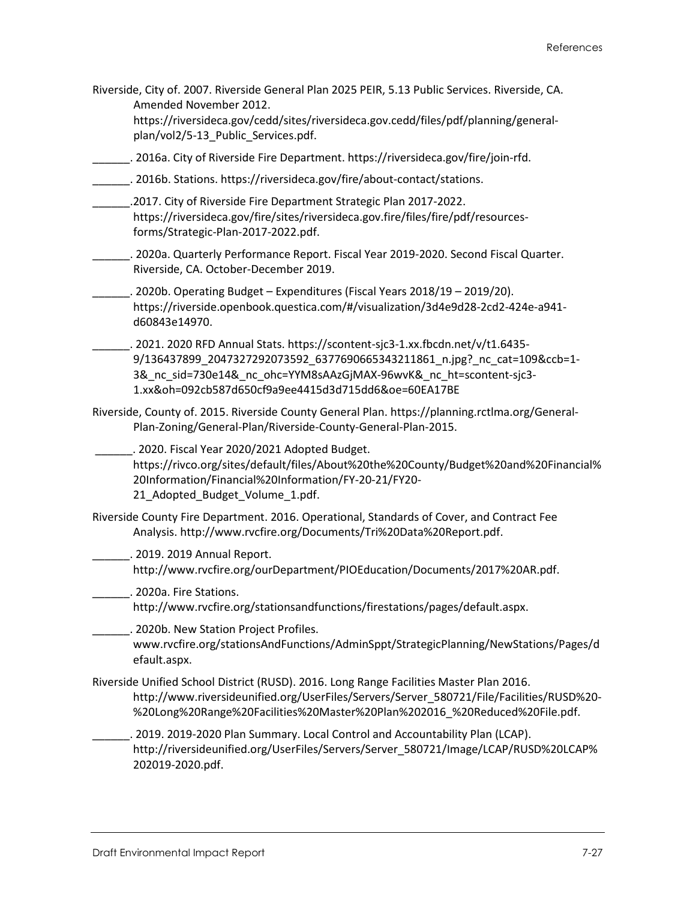Riverside, City of. 2007. Riverside General Plan 2025 PEIR, 5.13 Public Services. Riverside, CA. Amended November 2012. https://riversideca.gov/cedd/sites/riversideca.gov.cedd/files/pdf/planning/general-plan/vol2/5-13_Public_Services.pdf.

______. 2016a. City of Riverside Fire Department. https://riversideca.gov/fire/join-rfd.

______. 2016b. Stations. https://riversideca.gov/fire/about-contact/stations.

______.2017. City of Riverside Fire Department Strategic Plan 2017-2022. https://riversideca.gov/fire/sites/riversideca.gov.fire/files/fire/pdf/resources-forms/Strategic-Plan-2017-2022.pdf.

______. 2020a. Quarterly Performance Report. Fiscal Year 2019-2020. Second Fiscal Quarter. Riverside, CA. October-December 2019.

______. 2020b. Operating Budget – Expenditures (Fiscal Years 2018/19 – 2019/20). https://riverside.openbook.questica.com/#/visualization/3d4e9d28-2cd2-424e-a941-d60843e14970.

______. 2021. 2020 RFD Annual Stats. https://scontent-sjc3-1.xx.fbcdn.net/v/t1.6435-9/136437899_2047327292073592_6377690665343211861_n.jpg?_nc_cat=109&ccb=1-3&_nc_sid=730e14&_nc_ohc=YYM8sAAzGjMAX-96wvK&_nc_ht=scontent-sjc3-1.xx&oh=092cb587d650cf9a9ee4415d3d715dd6&oe=60EA17BE

Riverside, County of. 2015. Riverside County General Plan. https://planning.rctlma.org/General-Plan-Zoning/General-Plan/Riverside-County-General-Plan-2015.

______. 2020. Fiscal Year 2020/2021 Adopted Budget. https://rivco.org/sites/default/files/About%20the%20County/Budget%20and%20Financial%20Information/Financial%20Information/FY-20-21/FY20-21_Adopted_Budget_Volume_1.pdf.

Riverside County Fire Department. 2016. Operational, Standards of Cover, and Contract Fee Analysis. http://www.rvcfire.org/Documents/Tri%20Data%20Report.pdf.

______. 2019. 2019 Annual Report. http://www.rvcfire.org/ourDepartment/PIOEducation/Documents/2017%20AR.pdf.

______. 2020a. Fire Stations. http://www.rvcfire.org/stationsandfunctions/firestations/pages/default.aspx.

______. 2020b. New Station Project Profiles. www.rvcfire.org/stationsAndFunctions/AdminSppt/StrategicPlanning/NewStations/Pages/default.aspx.

Riverside Unified School District (RUSD). 2016. Long Range Facilities Master Plan 2016. http://www.riversideunified.org/UserFiles/Servers/Server_580721/File/Facilities/RUSD%20-%20Long%20Range%20Facilities%20Master%20Plan%202016_%20Reduced%20File.pdf.

______. 2019. 2019-2020 Plan Summary. Local Control and Accountability Plan (LCAP). http://riversideunified.org/UserFiles/Servers/Server_580721/Image/LCAP/RUSD%20LCAP%202019-2020.pdf.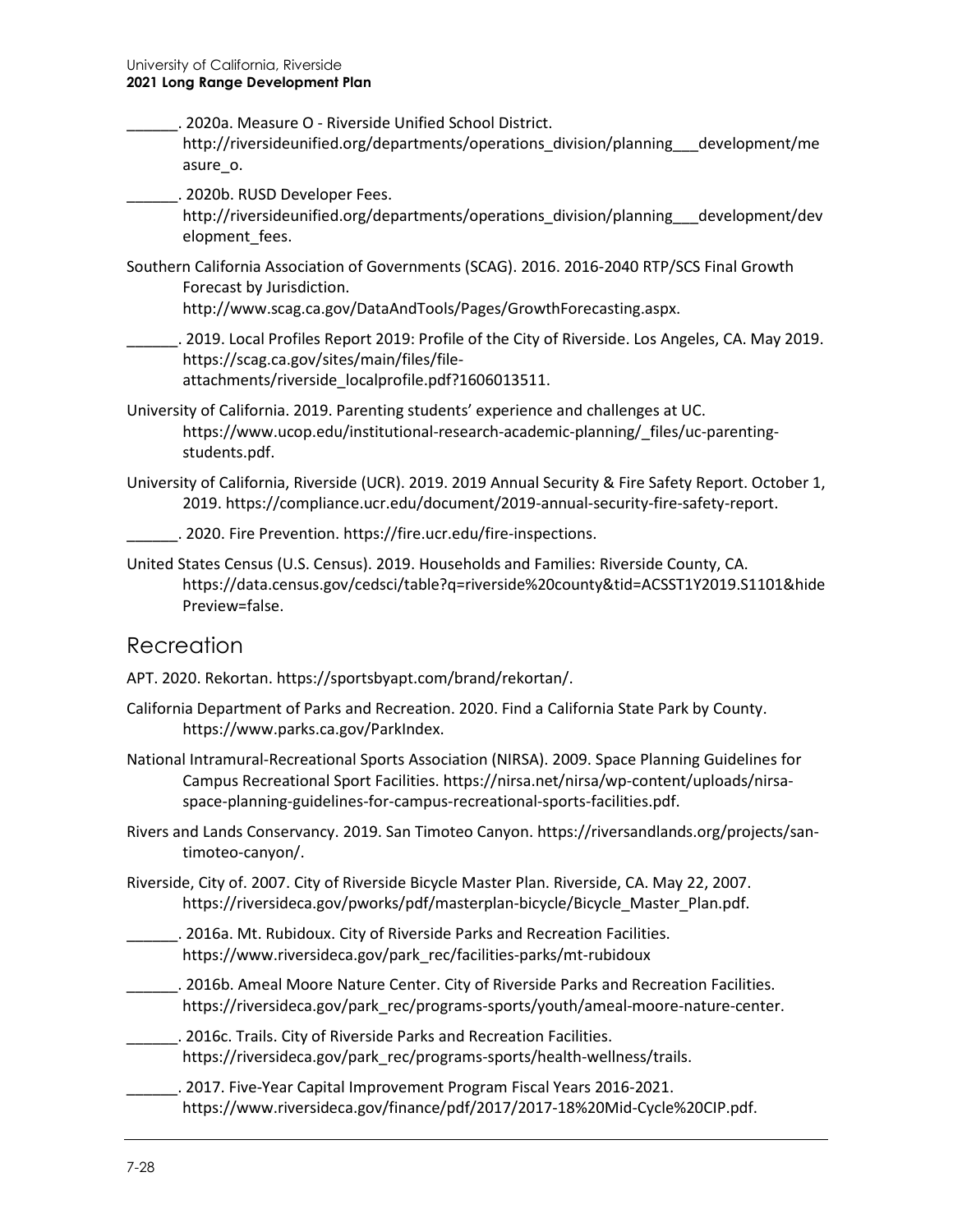______. 2020a. Measure O - Riverside Unified School District. http://riversideunified.org/departments/operations_division/planning___development/measure_o.

______. 2020b. RUSD Developer Fees. http://riversideunified.org/departments/operations_division/planning___development/development_fees.

Southern California Association of Governments (SCAG). 2016. 2016-2040 RTP/SCS Final Growth Forecast by Jurisdiction. http://www.scag.ca.gov/DataAndTools/Pages/GrowthForecasting.aspx.

______. 2019. Local Profiles Report 2019: Profile of the City of Riverside. Los Angeles, CA. May 2019. https://scag.ca.gov/sites/main/files/file-attachments/riverside_localprofile.pdf?1606013511.

University of California. 2019. Parenting students' experience and challenges at UC. https://www.ucop.edu/institutional-research-academic-planning/_files/uc-parenting-students.pdf.

University of California, Riverside (UCR). 2019. 2019 Annual Security & Fire Safety Report. October 1, 2019. https://compliance.ucr.edu/document/2019-annual-security-fire-safety-report.

______. 2020. Fire Prevention. https://fire.ucr.edu/fire-inspections.

United States Census (U.S. Census). 2019. Households and Families: Riverside County, CA. https://data.census.gov/cedsci/table?q=riverside%20county&tid=ACSST1Y2019.S1101&hidePreview=false.

## Recreation

APT. 2020. Rekortan. https://sportsbyapt.com/brand/rekortan/.

California Department of Parks and Recreation. 2020. Find a California State Park by County. https://www.parks.ca.gov/ParkIndex.

National Intramural-Recreational Sports Association (NIRSA). 2009. Space Planning Guidelines for Campus Recreational Sport Facilities. https://nirsa.net/nirsa/wp-content/uploads/nirsa-space-planning-guidelines-for-campus-recreational-sports-facilities.pdf.

Rivers and Lands Conservancy. 2019. San Timoteo Canyon. https://riversandlands.org/projects/san-timoteo-canyon/.

Riverside, City of. 2007. City of Riverside Bicycle Master Plan. Riverside, CA. May 22, 2007. https://riversideca.gov/pworks/pdf/masterplan-bicycle/Bicycle_Master_Plan.pdf.

______. 2016a. Mt. Rubidoux. City of Riverside Parks and Recreation Facilities. https://www.riversideca.gov/park_rec/facilities-parks/mt-rubidoux

______. 2016b. Ameal Moore Nature Center. City of Riverside Parks and Recreation Facilities. https://riversideca.gov/park_rec/programs-sports/youth/ameal-moore-nature-center.

______. 2016c. Trails. City of Riverside Parks and Recreation Facilities. https://riversideca.gov/park_rec/programs-sports/health-wellness/trails.

______. 2017. Five-Year Capital Improvement Program Fiscal Years 2016-2021. https://www.riversideca.gov/finance/pdf/2017/2017-18%20Mid-Cycle%20CIP.pdf.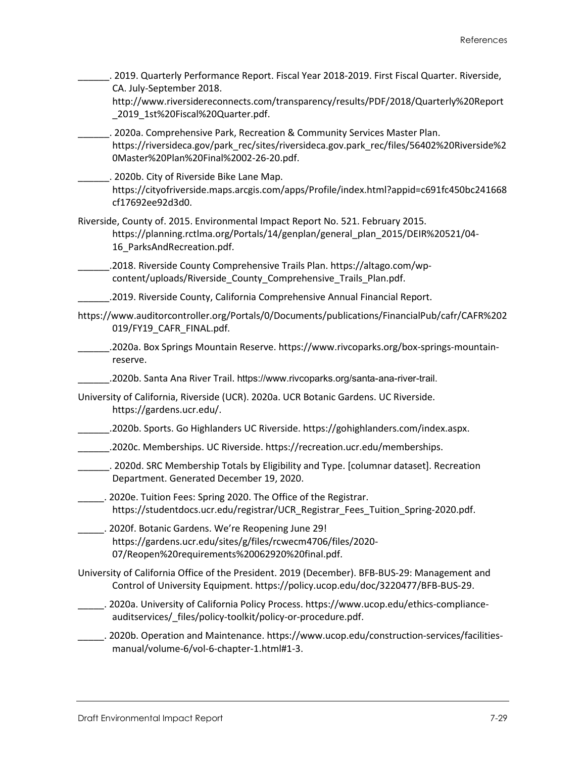\_\_\_\_\_\_. 2019. Quarterly Performance Report. Fiscal Year 2018-2019. First Fiscal Quarter. Riverside, CA. July-September 2018. http://www.riversidereconnects.com/transparency/results/PDF/2018/Quarterly%20Report_2019_1st%20Fiscal%20Quarter.pdf.

______. 2020a. Comprehensive Park, Recreation & Community Services Master Plan. https://riversideca.gov/park_rec/sites/riversideca.gov.park_rec/files/56402%20Riverside%20Master%20Plan%20Final%2002-26-20.pdf.

______. 2020b. City of Riverside Bike Lane Map. https://cityofriverside.maps.arcgis.com/apps/Profile/index.html?appid=c691fc450bc241668cf17692ee92d3d0.

Riverside, County of. 2015. Environmental Impact Report No. 521. February 2015. https://planning.rctlma.org/Portals/14/genplan/general_plan_2015/DEIR%20521/04-16_ParksAndRecreation.pdf.

______.2018. Riverside County Comprehensive Trails Plan. https://altago.com/wp-content/uploads/Riverside_County_Comprehensive_Trails_Plan.pdf.

______.2019. Riverside County, California Comprehensive Annual Financial Report.

https://www.auditorcontroller.org/Portals/0/Documents/publications/FinancialPub/cafr/CAFR%202019/FY19_CAFR_FINAL.pdf.

______.2020a. Box Springs Mountain Reserve. https://www.rivcoparks.org/box-springs-mountain-reserve.

______.2020b. Santa Ana River Trail. https://www.rivcoparks.org/santa-ana-river-trail.

University of California, Riverside (UCR). 2020a. UCR Botanic Gardens. UC Riverside. https://gardens.ucr.edu/.

______.2020b. Sports. Go Highlanders UC Riverside. https://gohighlanders.com/index.aspx.

______.2020c. Memberships. UC Riverside. https://recreation.ucr.edu/memberships.

______. 2020d. SRC Membership Totals by Eligibility and Type. [columnar dataset]. Recreation Department. Generated December 19, 2020.

_____. 2020e. Tuition Fees: Spring 2020. The Office of the Registrar. https://studentdocs.ucr.edu/registrar/UCR_Registrar_Fees_Tuition_Spring-2020.pdf.

_____. 2020f. Botanic Gardens. We're Reopening June 29! https://gardens.ucr.edu/sites/g/files/rcwecm4706/files/2020-07/Reopen%20requirements%20062920%20final.pdf.

University of California Office of the President. 2019 (December). BFB-BUS-29: Management and Control of University Equipment. https://policy.ucop.edu/doc/3220477/BFB-BUS-29.

_____. 2020a. University of California Policy Process. https://www.ucop.edu/ethics-compliance-auditservices/_files/policy-toolkit/policy-or-procedure.pdf.

_____. 2020b. Operation and Maintenance. https://www.ucop.edu/construction-services/facilities-manual/volume-6/vol-6-chapter-1.html#1-3.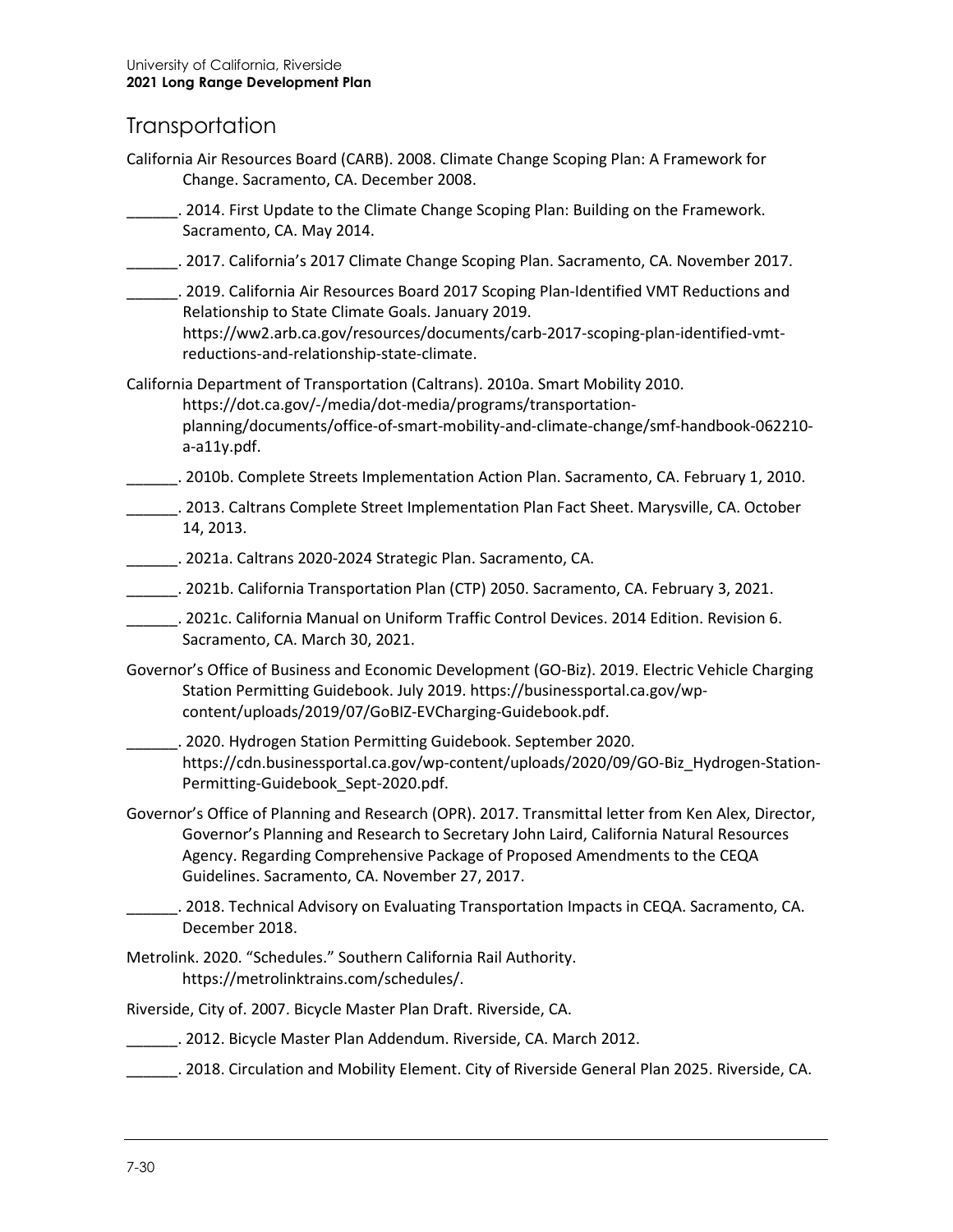## Transportation

California Air Resources Board (CARB). 2008. Climate Change Scoping Plan: A Framework for Change. Sacramento, CA. December 2008.

______. 2014. First Update to the Climate Change Scoping Plan: Building on the Framework. Sacramento, CA. May 2014.

______. 2017. California's 2017 Climate Change Scoping Plan. Sacramento, CA. November 2017.

______. 2019. California Air Resources Board 2017 Scoping Plan-Identified VMT Reductions and Relationship to State Climate Goals. January 2019. https://ww2.arb.ca.gov/resources/documents/carb-2017-scoping-plan-identified-vmt-reductions-and-relationship-state-climate.

California Department of Transportation (Caltrans). 2010a. Smart Mobility 2010. https://dot.ca.gov/-/media/dot-media/programs/transportation-planning/documents/office-of-smart-mobility-and-climate-change/smf-handbook-062210-a-a11y.pdf.

______. 2010b. Complete Streets Implementation Action Plan. Sacramento, CA. February 1, 2010.

______. 2013. Caltrans Complete Street Implementation Plan Fact Sheet. Marysville, CA. October 14, 2013.

______. 2021a. Caltrans 2020-2024 Strategic Plan. Sacramento, CA.

______. 2021b. California Transportation Plan (CTP) 2050. Sacramento, CA. February 3, 2021.

______. 2021c. California Manual on Uniform Traffic Control Devices. 2014 Edition. Revision 6. Sacramento, CA. March 30, 2021.

Governor's Office of Business and Economic Development (GO-Biz). 2019. Electric Vehicle Charging Station Permitting Guidebook. July 2019. https://businessportal.ca.gov/wp-content/uploads/2019/07/GoBIZ-EVCharging-Guidebook.pdf.

______. 2020. Hydrogen Station Permitting Guidebook. September 2020. https://cdn.businessportal.ca.gov/wp-content/uploads/2020/09/GO-Biz_Hydrogen-Station-Permitting-Guidebook_Sept-2020.pdf.

Governor's Office of Planning and Research (OPR). 2017. Transmittal letter from Ken Alex, Director, Governor's Planning and Research to Secretary John Laird, California Natural Resources Agency. Regarding Comprehensive Package of Proposed Amendments to the CEQA Guidelines. Sacramento, CA. November 27, 2017.

______. 2018. Technical Advisory on Evaluating Transportation Impacts in CEQA. Sacramento, CA. December 2018.

Metrolink. 2020. "Schedules." Southern California Rail Authority. https://metrolinktrains.com/schedules/.

Riverside, City of. 2007. Bicycle Master Plan Draft. Riverside, CA.

______. 2012. Bicycle Master Plan Addendum. Riverside, CA. March 2012.

______. 2018. Circulation and Mobility Element. City of Riverside General Plan 2025. Riverside, CA.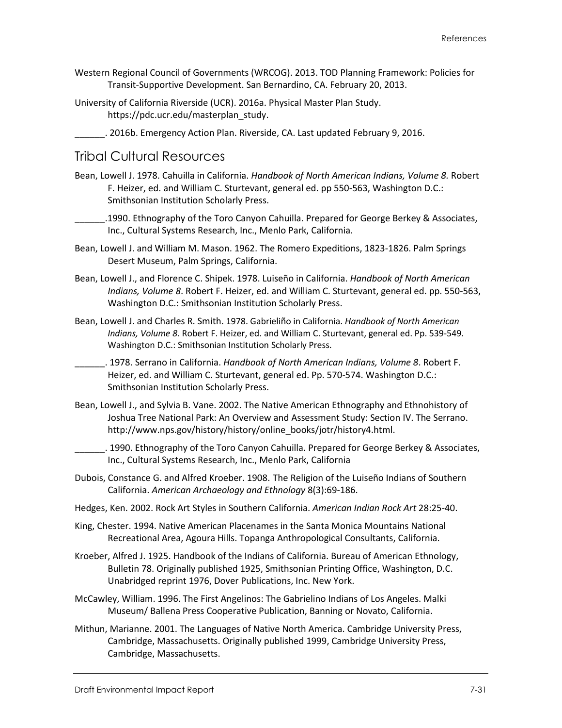Western Regional Council of Governments (WRCOG). 2013. TOD Planning Framework: Policies for Transit-Supportive Development. San Bernardino, CA. February 20, 2013.

University of California Riverside (UCR). 2016a. Physical Master Plan Study. https://pdc.ucr.edu/masterplan_study.

______. 2016b. Emergency Action Plan. Riverside, CA. Last updated February 9, 2016.

## Tribal Cultural Resources

Bean, Lowell J. 1978. Cahuilla in California. *Handbook of North American Indians, Volume 8.* Robert F. Heizer, ed. and William C. Sturtevant, general ed. pp 550-563, Washington D.C.: Smithsonian Institution Scholarly Press.

______.1990. Ethnography of the Toro Canyon Cahuilla. Prepared for George Berkey & Associates, Inc., Cultural Systems Research, Inc., Menlo Park, California.

Bean, Lowell J. and William M. Mason. 1962. The Romero Expeditions, 1823-1826. Palm Springs Desert Museum, Palm Springs, California.

Bean, Lowell J., and Florence C. Shipek. 1978. Luiseño in California. *Handbook of North American Indians, Volume 8*. Robert F. Heizer, ed. and William C. Sturtevant, general ed. pp. 550-563, Washington D.C.: Smithsonian Institution Scholarly Press.

Bean, Lowell J. and Charles R. Smith. 1978. Gabrieliño in California. *Handbook of North American Indians, Volume 8*. Robert F. Heizer, ed. and William C. Sturtevant, general ed. Pp. 539-549. Washington D.C.: Smithsonian Institution Scholarly Press.

______. 1978. Serrano in California. *Handbook of North American Indians, Volume 8*. Robert F. Heizer, ed. and William C. Sturtevant, general ed. Pp. 570-574. Washington D.C.: Smithsonian Institution Scholarly Press.

Bean, Lowell J., and Sylvia B. Vane. 2002. The Native American Ethnography and Ethnohistory of Joshua Tree National Park: An Overview and Assessment Study: Section IV. The Serrano. http://www.nps.gov/history/history/online_books/jotr/history4.html.

______. 1990. Ethnography of the Toro Canyon Cahuilla. Prepared for George Berkey & Associates, Inc., Cultural Systems Research, Inc., Menlo Park, California

Dubois, Constance G. and Alfred Kroeber. 1908. The Religion of the Luiseño Indians of Southern California. *American Archaeology and Ethnology* 8(3):69-186.

Hedges, Ken. 2002. Rock Art Styles in Southern California. *American Indian Rock Art* 28:25-40.

King, Chester. 1994. Native American Placenames in the Santa Monica Mountains National Recreational Area, Agoura Hills. Topanga Anthropological Consultants, California.

Kroeber, Alfred J. 1925. Handbook of the Indians of California. Bureau of American Ethnology, Bulletin 78. Originally published 1925, Smithsonian Printing Office, Washington, D.C. Unabridged reprint 1976, Dover Publications, Inc. New York.

McCawley, William. 1996. The First Angelinos: The Gabrielino Indians of Los Angeles. Malki Museum/ Ballena Press Cooperative Publication, Banning or Novato, California.

Mithun, Marianne. 2001. The Languages of Native North America. Cambridge University Press, Cambridge, Massachusetts. Originally published 1999, Cambridge University Press, Cambridge, Massachusetts.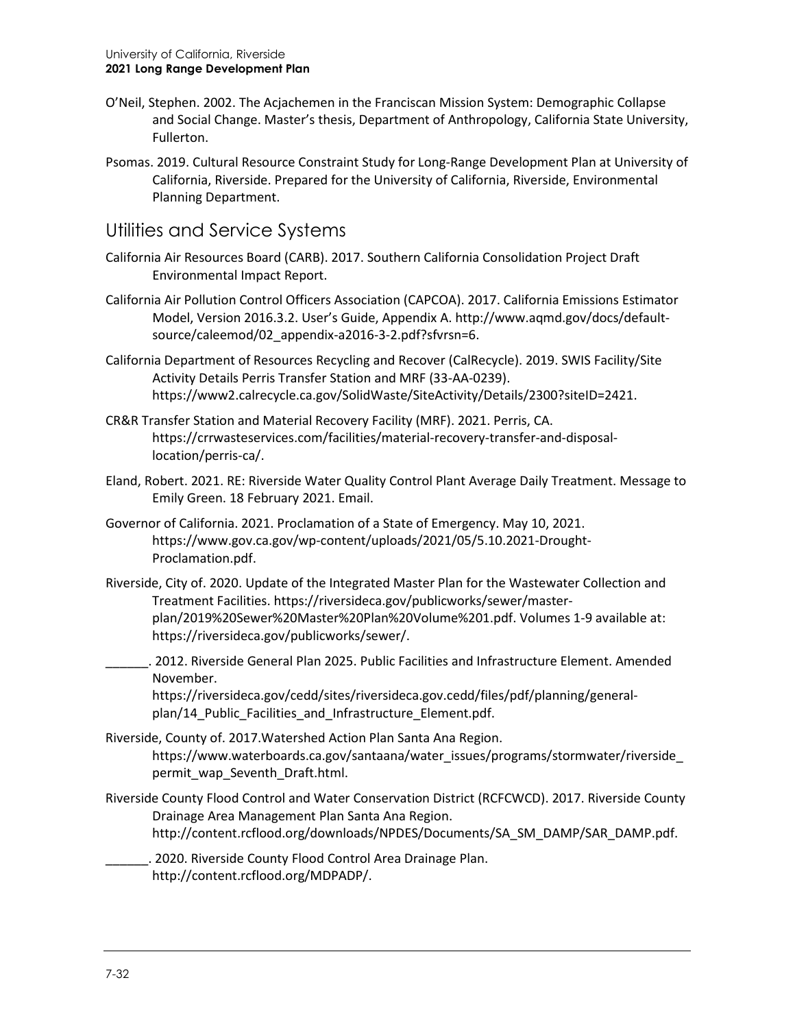O'Neil, Stephen. 2002. The Acjachemen in the Franciscan Mission System: Demographic Collapse and Social Change. Master's thesis, Department of Anthropology, California State University, Fullerton.

Psomas. 2019. Cultural Resource Constraint Study for Long-Range Development Plan at University of California, Riverside. Prepared for the University of California, Riverside, Environmental Planning Department.

## Utilities and Service Systems

California Air Resources Board (CARB). 2017. Southern California Consolidation Project Draft Environmental Impact Report.

California Air Pollution Control Officers Association (CAPCOA). 2017. California Emissions Estimator Model, Version 2016.3.2. User's Guide, Appendix A. http://www.aqmd.gov/docs/default-source/caleemod/02_appendix-a2016-3-2.pdf?sfvrsn=6.

California Department of Resources Recycling and Recover (CalRecycle). 2019. SWIS Facility/Site Activity Details Perris Transfer Station and MRF (33-AA-0239). https://www2.calrecycle.ca.gov/SolidWaste/SiteActivity/Details/2300?siteID=2421.

CR&R Transfer Station and Material Recovery Facility (MRF). 2021. Perris, CA. https://crrwasteservices.com/facilities/material-recovery-transfer-and-disposal-location/perris-ca/.

Eland, Robert. 2021. RE: Riverside Water Quality Control Plant Average Daily Treatment. Message to Emily Green. 18 February 2021. Email.

Governor of California. 2021. Proclamation of a State of Emergency. May 10, 2021. https://www.gov.ca.gov/wp-content/uploads/2021/05/5.10.2021-Drought-Proclamation.pdf.

Riverside, City of. 2020. Update of the Integrated Master Plan for the Wastewater Collection and Treatment Facilities. https://riversideca.gov/publicworks/sewer/master-plan/2019%20Sewer%20Master%20Plan%20Volume%201.pdf. Volumes 1-9 available at: https://riversideca.gov/publicworks/sewer/.

______. 2012. Riverside General Plan 2025. Public Facilities and Infrastructure Element. Amended November. https://riversideca.gov/cedd/sites/riversideca.gov.cedd/files/pdf/planning/general-plan/14_Public_Facilities_and_Infrastructure_Element.pdf.

Riverside, County of. 2017.Watershed Action Plan Santa Ana Region. https://www.waterboards.ca.gov/santaana/water_issues/programs/stormwater/riverside_permit_wap_Seventh_Draft.html.

Riverside County Flood Control and Water Conservation District (RCFCWCD). 2017. Riverside County Drainage Area Management Plan Santa Ana Region. http://content.rcflood.org/downloads/NPDES/Documents/SA_SM_DAMP/SAR_DAMP.pdf.

______. 2020. Riverside County Flood Control Area Drainage Plan. http://content.rcflood.org/MDPADP/.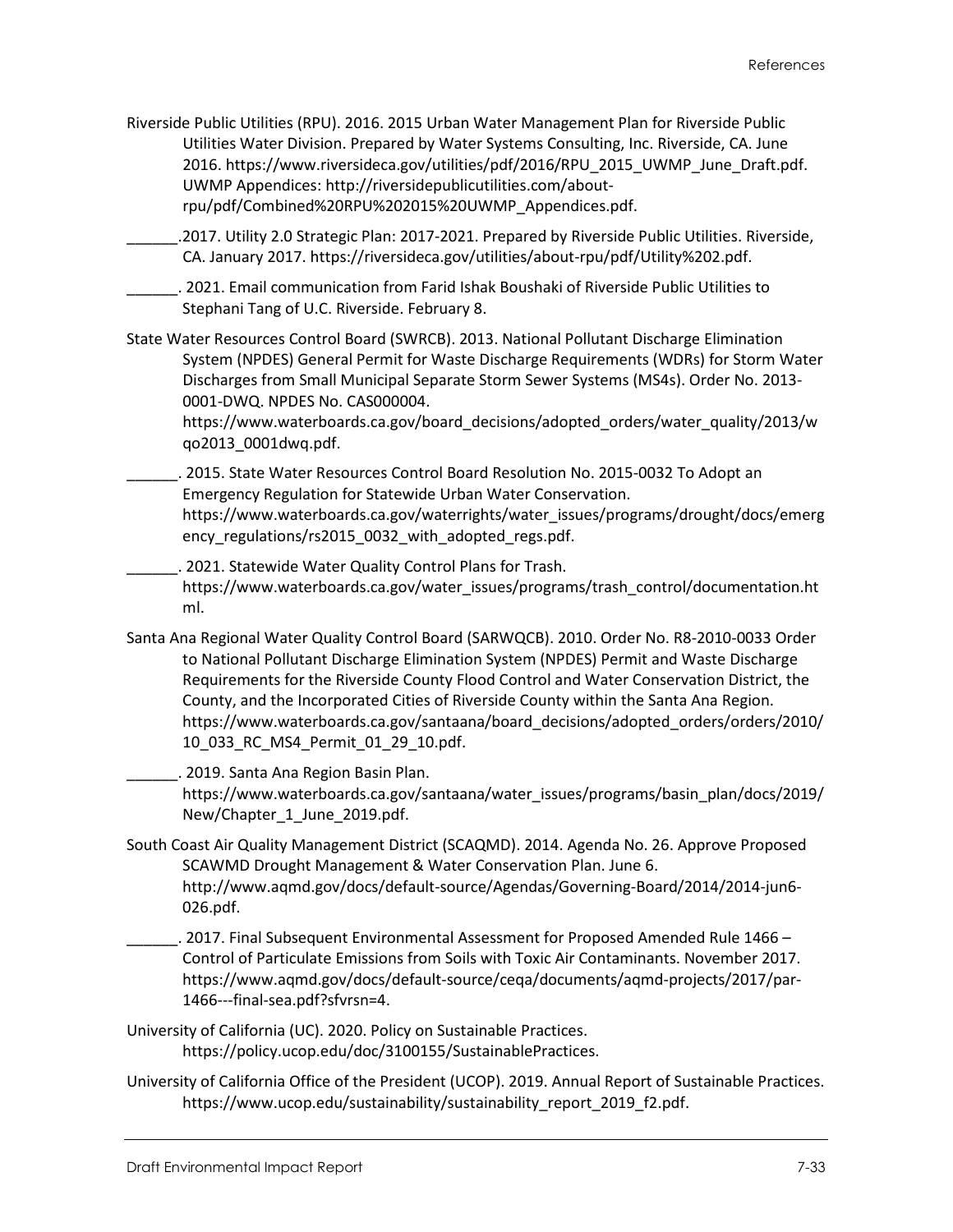Riverside Public Utilities (RPU). 2016. 2015 Urban Water Management Plan for Riverside Public Utilities Water Division. Prepared by Water Systems Consulting, Inc. Riverside, CA. June 2016. https://www.riversideca.gov/utilities/pdf/2016/RPU_2015_UWMP_June_Draft.pdf. UWMP Appendices: http://riversidepublicutilities.com/about-rpu/pdf/Combined%20RPU%202015%20UWMP_Appendices.pdf.

______.2017. Utility 2.0 Strategic Plan: 2017-2021. Prepared by Riverside Public Utilities. Riverside, CA. January 2017. https://riversideca.gov/utilities/about-rpu/pdf/Utility%202.pdf.

______. 2021. Email communication from Farid Ishak Boushaki of Riverside Public Utilities to Stephani Tang of U.C. Riverside. February 8.

State Water Resources Control Board (SWRCB). 2013. National Pollutant Discharge Elimination System (NPDES) General Permit for Waste Discharge Requirements (WDRs) for Storm Water Discharges from Small Municipal Separate Storm Sewer Systems (MS4s). Order No. 2013-0001-DWQ. NPDES No. CAS000004. https://www.waterboards.ca.gov/board_decisions/adopted_orders/water_quality/2013/wqo2013_0001dwq.pdf.

______. 2015. State Water Resources Control Board Resolution No. 2015-0032 To Adopt an Emergency Regulation for Statewide Urban Water Conservation. https://www.waterboards.ca.gov/waterrights/water_issues/programs/drought/docs/emergency_regulations/rs2015_0032_with_adopted_regs.pdf.

______. 2021. Statewide Water Quality Control Plans for Trash. https://www.waterboards.ca.gov/water_issues/programs/trash_control/documentation.html.

Santa Ana Regional Water Quality Control Board (SARWQCB). 2010. Order No. R8-2010-0033 Order to National Pollutant Discharge Elimination System (NPDES) Permit and Waste Discharge Requirements for the Riverside County Flood Control and Water Conservation District, the County, and the Incorporated Cities of Riverside County within the Santa Ana Region. https://www.waterboards.ca.gov/santaana/board_decisions/adopted_orders/orders/2010/10_033_RC_MS4_Permit_01_29_10.pdf.

______. 2019. Santa Ana Region Basin Plan. https://www.waterboards.ca.gov/santaana/water_issues/programs/basin_plan/docs/2019/New/Chapter_1_June_2019.pdf.

South Coast Air Quality Management District (SCAQMD). 2014. Agenda No. 26. Approve Proposed SCAWMD Drought Management & Water Conservation Plan. June 6. http://www.aqmd.gov/docs/default-source/Agendas/Governing-Board/2014/2014-jun6-026.pdf.

______. 2017. Final Subsequent Environmental Assessment for Proposed Amended Rule 1466 – Control of Particulate Emissions from Soils with Toxic Air Contaminants. November 2017. https://www.aqmd.gov/docs/default-source/ceqa/documents/aqmd-projects/2017/par-1466---final-sea.pdf?sfvrsn=4.

University of California (UC). 2020. Policy on Sustainable Practices. https://policy.ucop.edu/doc/3100155/SustainablePractices.

University of California Office of the President (UCOP). 2019. Annual Report of Sustainable Practices. https://www.ucop.edu/sustainability/sustainability_report_2019_f2.pdf.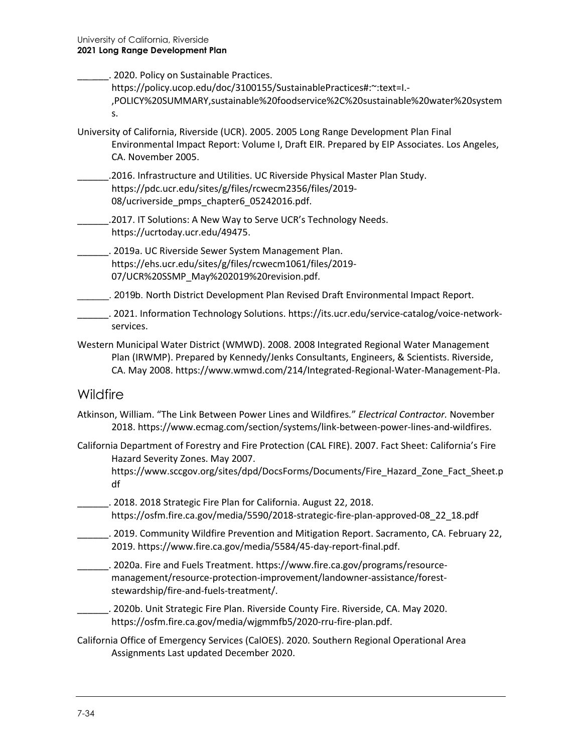______. 2020. Policy on Sustainable Practices. https://policy.ucop.edu/doc/3100155/SustainablePractices#:~:text=I.-,POLICY%20SUMMARY,sustainable%20foodservice%2C%20sustainable%20water%20systems.

University of California, Riverside (UCR). 2005. 2005 Long Range Development Plan Final Environmental Impact Report: Volume I, Draft EIR. Prepared by EIP Associates. Los Angeles, CA. November 2005.

______.2016. Infrastructure and Utilities. UC Riverside Physical Master Plan Study. https://pdc.ucr.edu/sites/g/files/rcwecm2356/files/2019-08/ucriverside_pmps_chapter6_05242016.pdf.

______.2017. IT Solutions: A New Way to Serve UCR's Technology Needs. https://ucrtoday.ucr.edu/49475.

______. 2019a. UC Riverside Sewer System Management Plan. https://ehs.ucr.edu/sites/g/files/rcwecm1061/files/2019-07/UCR%20SSMP_May%202019%20revision.pdf.

______. 2019b. North District Development Plan Revised Draft Environmental Impact Report.

______. 2021. Information Technology Solutions. https://its.ucr.edu/service-catalog/voice-network-services.

Western Municipal Water District (WMWD). 2008. 2008 Integrated Regional Water Management Plan (IRWMP). Prepared by Kennedy/Jenks Consultants, Engineers, & Scientists. Riverside, CA. May 2008. https://www.wmwd.com/214/Integrated-Regional-Water-Management-Pla.

## Wildfire

Atkinson, William. "The Link Between Power Lines and Wildfires." *Electrical Contractor.* November 2018. https://www.ecmag.com/section/systems/link-between-power-lines-and-wildfires.

California Department of Forestry and Fire Protection (CAL FIRE). 2007. Fact Sheet: California's Fire Hazard Severity Zones. May 2007. https://www.sccgov.org/sites/dpd/DocsForms/Documents/Fire_Hazard_Zone_Fact_Sheet.pdf

______. 2018. 2018 Strategic Fire Plan for California. August 22, 2018. https://osfm.fire.ca.gov/media/5590/2018-strategic-fire-plan-approved-08_22_18.pdf

______. 2019. Community Wildfire Prevention and Mitigation Report. Sacramento, CA. February 22, 2019. https://www.fire.ca.gov/media/5584/45-day-report-final.pdf.

______. 2020a. Fire and Fuels Treatment. https://www.fire.ca.gov/programs/resource-management/resource-protection-improvement/landowner-assistance/forest-stewardship/fire-and-fuels-treatment/.

______. 2020b. Unit Strategic Fire Plan. Riverside County Fire. Riverside, CA. May 2020. https://osfm.fire.ca.gov/media/wjgmmfb5/2020-rru-fire-plan.pdf.

California Office of Emergency Services (CalOES). 2020. Southern Regional Operational Area Assignments Last updated December 2020.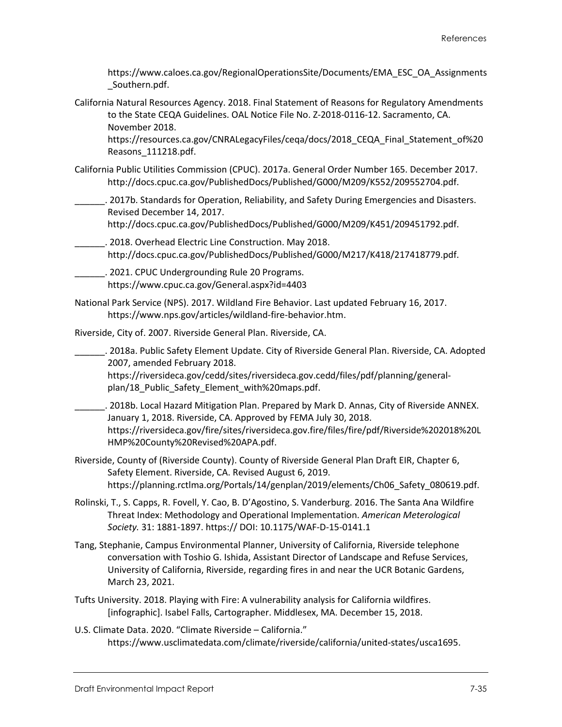https://www.caloes.ca.gov/RegionalOperationsSite/Documents/EMA_ESC_OA_Assignments_Southern.pdf.

California Natural Resources Agency. 2018. Final Statement of Reasons for Regulatory Amendments to the State CEQA Guidelines. OAL Notice File No. Z-2018-0116-12. Sacramento, CA. November 2018. https://resources.ca.gov/CNRALegacyFiles/ceqa/docs/2018_CEQA_Final_Statement_of%20Reasons_111218.pdf.

California Public Utilities Commission (CPUC). 2017a. General Order Number 165. December 2017. http://docs.cpuc.ca.gov/PublishedDocs/Published/G000/M209/K552/209552704.pdf.

______. 2017b. Standards for Operation, Reliability, and Safety During Emergencies and Disasters. Revised December 14, 2017. http://docs.cpuc.ca.gov/PublishedDocs/Published/G000/M209/K451/209451792.pdf.

______. 2018. Overhead Electric Line Construction. May 2018. http://docs.cpuc.ca.gov/PublishedDocs/Published/G000/M217/K418/217418779.pdf.

______. 2021. CPUC Undergrounding Rule 20 Programs. https://www.cpuc.ca.gov/General.aspx?id=4403

National Park Service (NPS). 2017. Wildland Fire Behavior. Last updated February 16, 2017. https://www.nps.gov/articles/wildland-fire-behavior.htm.

Riverside, City of. 2007. Riverside General Plan. Riverside, CA.

______. 2018a. Public Safety Element Update. City of Riverside General Plan. Riverside, CA. Adopted 2007, amended February 2018. https://riversideca.gov/cedd/sites/riversideca.gov.cedd/files/pdf/planning/general-plan/18_Public_Safety_Element_with%20maps.pdf.

______. 2018b. Local Hazard Mitigation Plan. Prepared by Mark D. Annas, City of Riverside ANNEX. January 1, 2018. Riverside, CA. Approved by FEMA July 30, 2018. https://riversideca.gov/fire/sites/riversideca.gov.fire/files/fire/pdf/Riverside%202018%20LHMP%20County%20Revised%20APA.pdf.

Riverside, County of (Riverside County). County of Riverside General Plan Draft EIR, Chapter 6, Safety Element. Riverside, CA. Revised August 6, 2019. https://planning.rctlma.org/Portals/14/genplan/2019/elements/Ch06_Safety_080619.pdf.

Rolinski, T., S. Capps, R. Fovell, Y. Cao, B. D'Agostino, S. Vanderburg. 2016. The Santa Ana Wildfire Threat Index: Methodology and Operational Implementation. *American Meterological Society.* 31: 1881-1897. https:// DOI: 10.1175/WAF-D-15-0141.1

Tang, Stephanie, Campus Environmental Planner, University of California, Riverside telephone conversation with Toshio G. Ishida, Assistant Director of Landscape and Refuse Services, University of California, Riverside, regarding fires in and near the UCR Botanic Gardens, March 23, 2021.

Tufts University. 2018. Playing with Fire: A vulnerability analysis for California wildfires. [infographic]. Isabel Falls, Cartographer. Middlesex, MA. December 15, 2018.

U.S. Climate Data. 2020. "Climate Riverside – California." https://www.usclimatedata.com/climate/riverside/california/united-states/usca1695.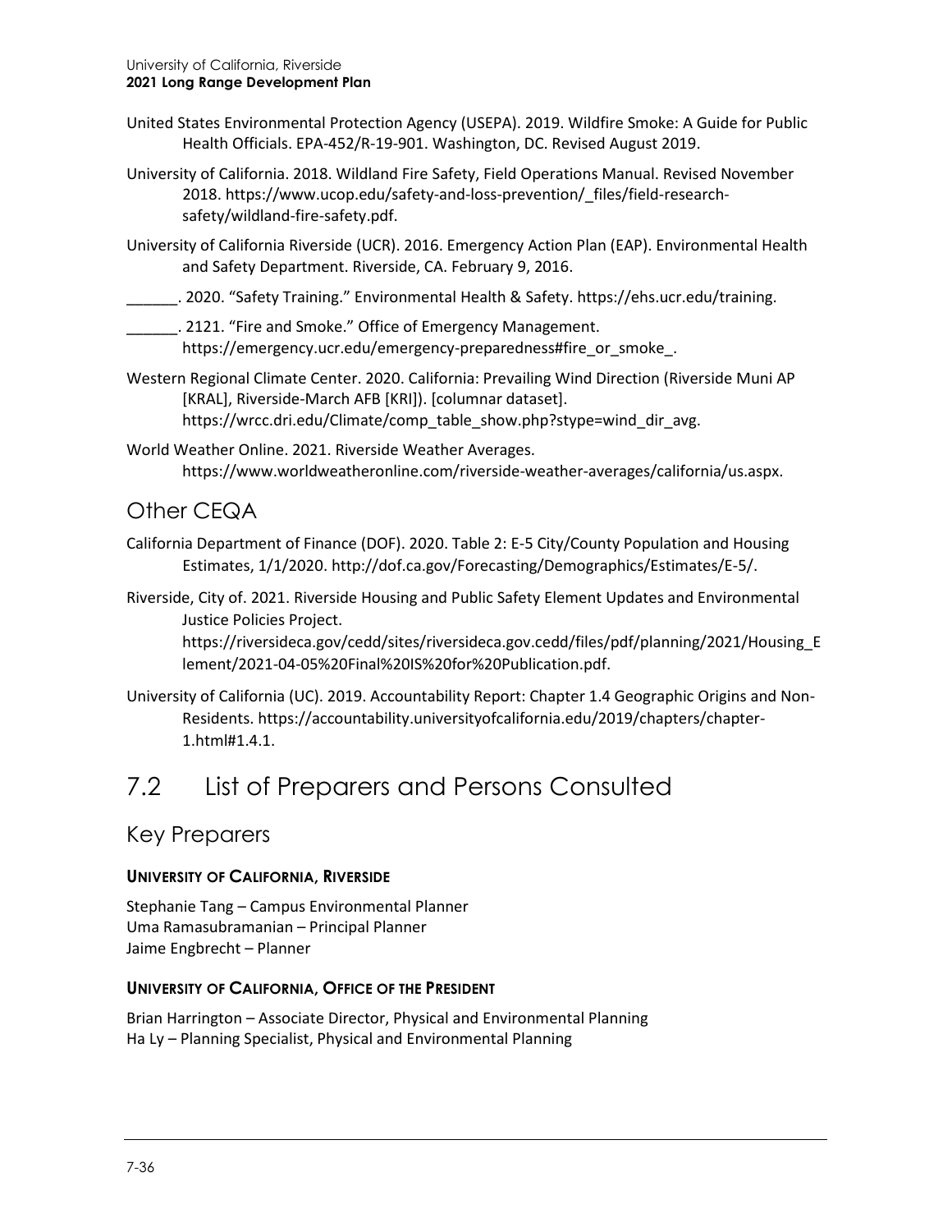United States Environmental Protection Agency (USEPA). 2019. Wildfire Smoke: A Guide for Public Health Officials. EPA-452/R-19-901. Washington, DC. Revised August 2019.

University of California. 2018. Wildland Fire Safety, Field Operations Manual. Revised November 2018. https://www.ucop.edu/safety-and-loss-prevention/_files/field-research-safety/wildland-fire-safety.pdf.

University of California Riverside (UCR). 2016. Emergency Action Plan (EAP). Environmental Health and Safety Department. Riverside, CA. February 9, 2016.

______. 2020. "Safety Training." Environmental Health & Safety. https://ehs.ucr.edu/training.

______. 2121. "Fire and Smoke." Office of Emergency Management. https://emergency.ucr.edu/emergency-preparedness#fire_or_smoke_.

Western Regional Climate Center. 2020. California: Prevailing Wind Direction (Riverside Muni AP [KRAL], Riverside-March AFB [KRI]). [columnar dataset]. https://wrcc.dri.edu/Climate/comp_table_show.php?stype=wind_dir_avg.

World Weather Online. 2021. Riverside Weather Averages. https://www.worldweatheronline.com/riverside-weather-averages/california/us.aspx.

## Other CEQA

California Department of Finance (DOF). 2020. Table 2: E-5 City/County Population and Housing Estimates, 1/1/2020. http://dof.ca.gov/Forecasting/Demographics/Estimates/E-5/.

Riverside, City of. 2021. Riverside Housing and Public Safety Element Updates and Environmental Justice Policies Project. https://riversideca.gov/cedd/sites/riversideca.gov.cedd/files/pdf/planning/2021/Housing_Element/2021-04-05%20Final%20IS%20for%20Publication.pdf.

University of California (UC). 2019. Accountability Report: Chapter 1.4 Geographic Origins and Non-Residents. https://accountability.universityofcalifornia.edu/2019/chapters/chapter-1.html#1.4.1.

# 7.2 List of Preparers and Persons Consulted

## Key Preparers

#### UNIVERSITY OF CALIFORNIA, RIVERSIDE

Stephanie Tang – Campus Environmental Planner
Uma Ramasubramanian – Principal Planner
Jaime Engbrecht – Planner

#### UNIVERSITY OF CALIFORNIA, OFFICE OF THE PRESIDENT

Brian Harrington – Associate Director, Physical and Environmental Planning
Ha Ly – Planning Specialist, Physical and Environmental Planning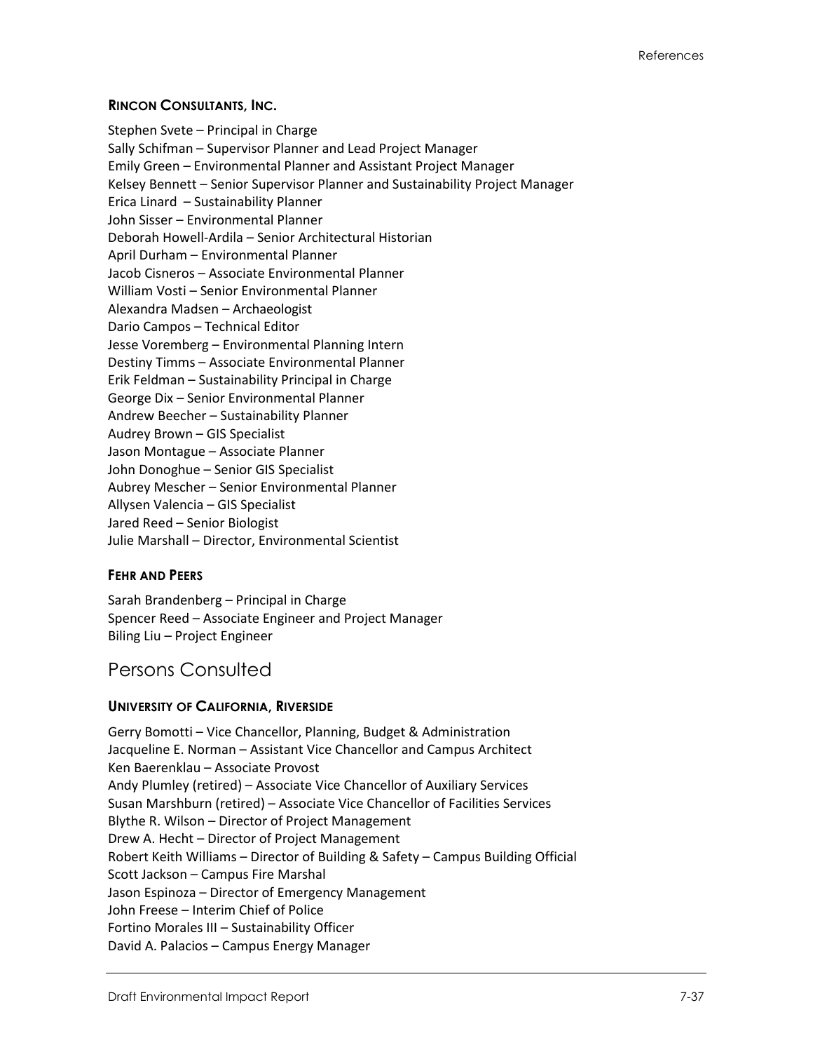### RINCON CONSULTANTS, INC.

Stephen Svete – Principal in Charge
Sally Schifman – Supervisor Planner and Lead Project Manager
Emily Green – Environmental Planner and Assistant Project Manager
Kelsey Bennett – Senior Supervisor Planner and Sustainability Project Manager
Erica Linard – Sustainability Planner
John Sisser – Environmental Planner
Deborah Howell-Ardila – Senior Architectural Historian
April Durham – Environmental Planner
Jacob Cisneros – Associate Environmental Planner
William Vosti – Senior Environmental Planner
Alexandra Madsen – Archaeologist
Dario Campos – Technical Editor
Jesse Voremberg – Environmental Planning Intern
Destiny Timms – Associate Environmental Planner
Erik Feldman – Sustainability Principal in Charge
George Dix – Senior Environmental Planner
Andrew Beecher – Sustainability Planner
Audrey Brown – GIS Specialist
Jason Montague – Associate Planner
John Donoghue – Senior GIS Specialist
Aubrey Mescher – Senior Environmental Planner
Allysen Valencia – GIS Specialist
Jared Reed – Senior Biologist
Julie Marshall – Director, Environmental Scientist

### FEHR AND PEERS

Sarah Brandenberg – Principal in Charge
Spencer Reed – Associate Engineer and Project Manager
Biling Liu – Project Engineer

## Persons Consulted

### UNIVERSITY OF CALIFORNIA, RIVERSIDE

Gerry Bomotti – Vice Chancellor, Planning, Budget & Administration
Jacqueline E. Norman – Assistant Vice Chancellor and Campus Architect
Ken Baerenklau – Associate Provost
Andy Plumley (retired) – Associate Vice Chancellor of Auxiliary Services
Susan Marshburn (retired) – Associate Vice Chancellor of Facilities Services
Blythe R. Wilson – Director of Project Management
Drew A. Hecht – Director of Project Management
Robert Keith Williams – Director of Building & Safety – Campus Building Official
Scott Jackson – Campus Fire Marshal
Jason Espinoza – Director of Emergency Management
John Freese – Interim Chief of Police
Fortino Morales III – Sustainability Officer
David A. Palacios – Campus Energy Manager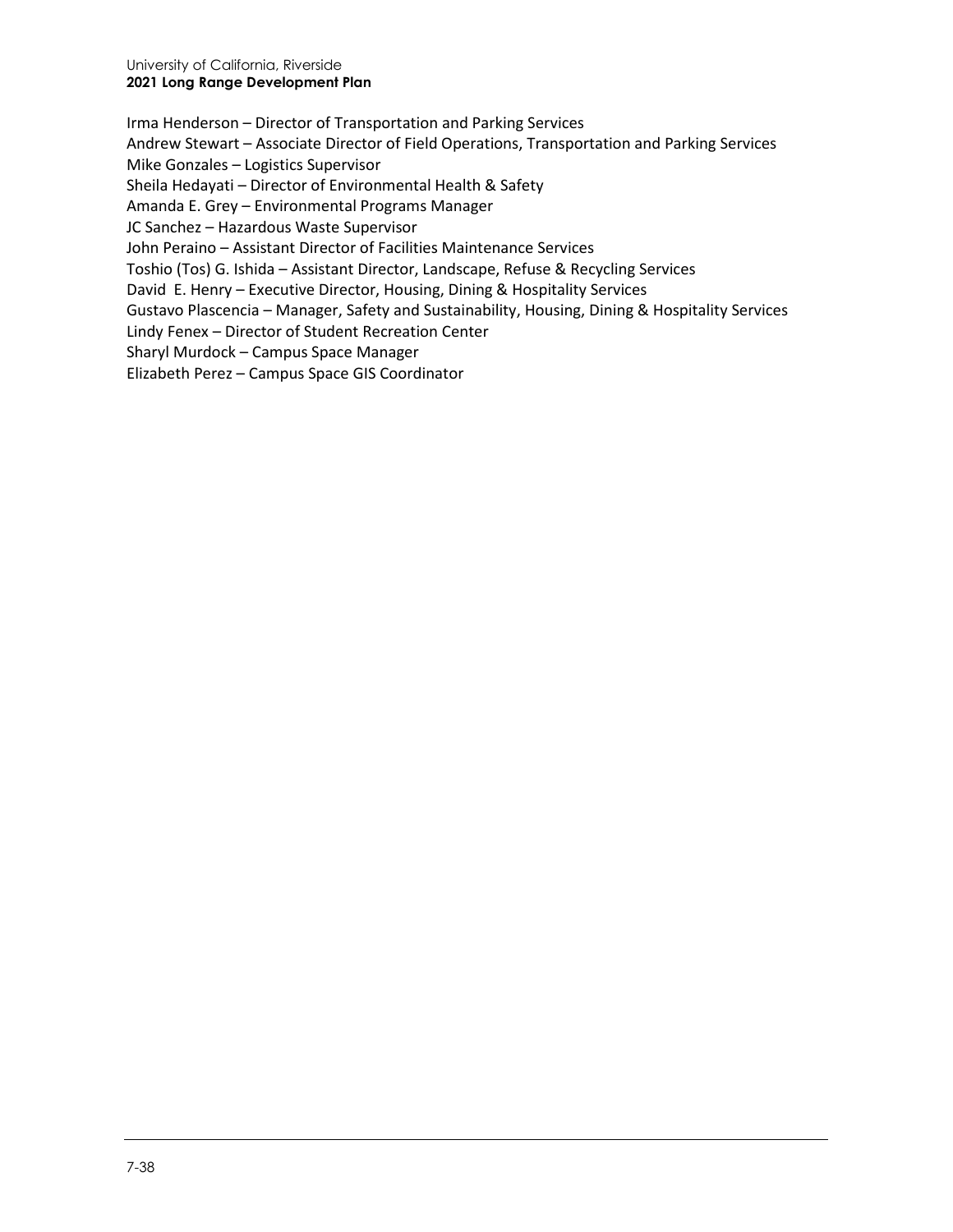Irma Henderson – Director of Transportation and Parking Services
Andrew Stewart – Associate Director of Field Operations, Transportation and Parking Services
Mike Gonzales – Logistics Supervisor
Sheila Hedayati – Director of Environmental Health & Safety
Amanda E. Grey – Environmental Programs Manager
JC Sanchez – Hazardous Waste Supervisor
John Peraino – Assistant Director of Facilities Maintenance Services
Toshio (Tos) G. Ishida – Assistant Director, Landscape, Refuse & Recycling Services
David E. Henry – Executive Director, Housing, Dining & Hospitality Services
Gustavo Plascencia – Manager, Safety and Sustainability, Housing, Dining & Hospitality Services
Lindy Fenex – Director of Student Recreation Center
Sharyl Murdock – Campus Space Manager
Elizabeth Perez – Campus Space GIS Coordinator